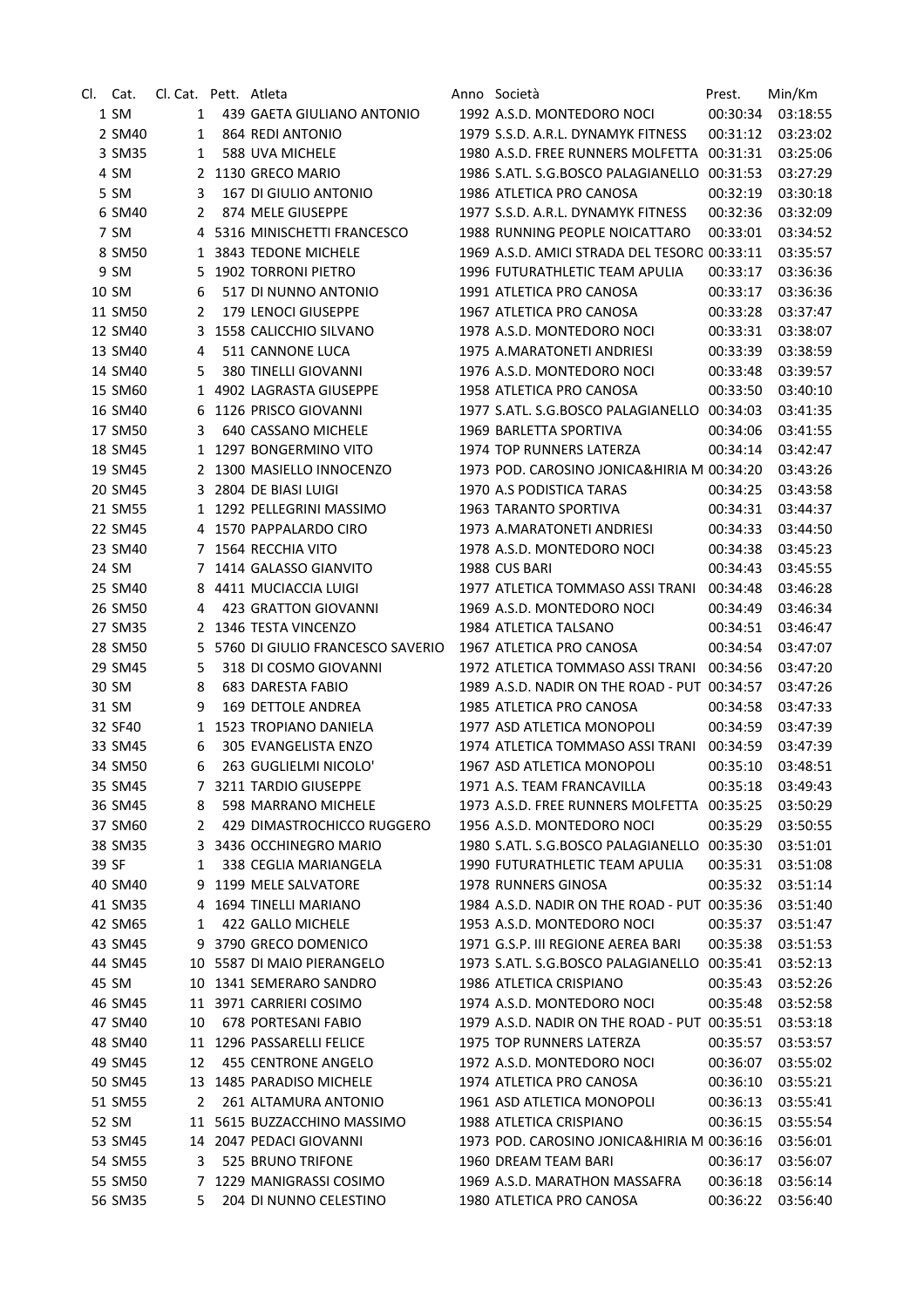| Cl. | Cat. | Cl. Cat. | Pett. | Atleta | Anno | Società | Prest. | Min/Km |
|---|---|---|---|---|---|---|---|---|
| 1 | SM | 1 | 439 | GAETA GIULIANO ANTONIO | 1992 | A.S.D. MONTEDORO NOCI | 00:30:34 | 03:18:55 |
| 2 | SM40 | 1 | 864 | REDI ANTONIO | 1979 | S.S.D. A.R.L. DYNAMYK FITNESS | 00:31:12 | 03:23:02 |
| 3 | SM35 | 1 | 588 | UVA MICHELE | 1980 | A.S.D. FREE RUNNERS MOLFETTA | 00:31:31 | 03:25:06 |
| 4 | SM | 2 | 1130 | GRECO MARIO | 1986 | S.ATL. S.G.BOSCO PALAGIANELLO | 00:31:53 | 03:27:29 |
| 5 | SM | 3 | 167 | DI GIULIO ANTONIO | 1986 | ATLETICA PRO CANOSA | 00:32:19 | 03:30:18 |
| 6 | SM40 | 2 | 874 | MELE GIUSEPPE | 1977 | S.S.D. A.R.L. DYNAMYK FITNESS | 00:32:36 | 03:32:09 |
| 7 | SM | 4 | 5316 | MINISCHETTI FRANCESCO | 1988 | RUNNING PEOPLE NOICATTARO | 00:33:01 | 03:34:52 |
| 8 | SM50 | 1 | 3843 | TEDONE MICHELE | 1969 | A.S.D. AMICI STRADA DEL TESORO | 00:33:11 | 03:35:57 |
| 9 | SM | 5 | 1902 | TORRONI PIETRO | 1996 | FUTURATHLETIC TEAM APULIA | 00:33:17 | 03:36:36 |
| 10 | SM | 6 | 517 | DI NUNNO ANTONIO | 1991 | ATLETICA PRO CANOSA | 00:33:17 | 03:36:36 |
| 11 | SM50 | 2 | 179 | LENOCI GIUSEPPE | 1967 | ATLETICA PRO CANOSA | 00:33:28 | 03:37:47 |
| 12 | SM40 | 3 | 1558 | CALICCHIO SILVANO | 1978 | A.S.D. MONTEDORO NOCI | 00:33:31 | 03:38:07 |
| 13 | SM40 | 4 | 511 | CANNONE LUCA | 1975 | A.MARATONETI ANDRIESI | 00:33:39 | 03:38:59 |
| 14 | SM40 | 5 | 380 | TINELLI GIOVANNI | 1976 | A.S.D. MONTEDORO NOCI | 00:33:48 | 03:39:57 |
| 15 | SM60 | 1 | 4902 | LAGRASTA GIUSEPPE | 1958 | ATLETICA PRO CANOSA | 00:33:50 | 03:40:10 |
| 16 | SM40 | 6 | 1126 | PRISCO GIOVANNI | 1977 | S.ATL. S.G.BOSCO PALAGIANELLO | 00:34:03 | 03:41:35 |
| 17 | SM50 | 3 | 640 | CASSANO MICHELE | 1969 | BARLETTA SPORTIVA | 00:34:06 | 03:41:55 |
| 18 | SM45 | 1 | 1297 | BONGERMINO VITO | 1974 | TOP RUNNERS LATERZA | 00:34:14 | 03:42:47 |
| 19 | SM45 | 2 | 1300 | MASIELLO INNOCENZO | 1973 | POD. CAROSINO JONICA&HIRIA M | 00:34:20 | 03:43:26 |
| 20 | SM45 | 3 | 2804 | DE BIASI LUIGI | 1970 | A.S PODISTICA TARAS | 00:34:25 | 03:43:58 |
| 21 | SM55 | 1 | 1292 | PELLEGRINI MASSIMO | 1963 | TARANTO SPORTIVA | 00:34:31 | 03:44:37 |
| 22 | SM45 | 4 | 1570 | PAPPALARDO CIRO | 1973 | A.MARATONETI ANDRIESI | 00:34:33 | 03:44:50 |
| 23 | SM40 | 7 | 1564 | RECCHIA VITO | 1978 | A.S.D. MONTEDORO NOCI | 00:34:38 | 03:45:23 |
| 24 | SM | 7 | 1414 | GALASSO GIANVITO | 1988 | CUS BARI | 00:34:43 | 03:45:55 |
| 25 | SM40 | 8 | 4411 | MUCIACCIA LUIGI | 1977 | ATLETICA TOMMASO ASSI TRANI | 00:34:48 | 03:46:28 |
| 26 | SM50 | 4 | 423 | GRATTON GIOVANNI | 1969 | A.S.D. MONTEDORO NOCI | 00:34:49 | 03:46:34 |
| 27 | SM35 | 2 | 1346 | TESTA VINCENZO | 1984 | ATLETICA TALSANO | 00:34:51 | 03:46:47 |
| 28 | SM50 | 5 | 5760 | DI GIULIO FRANCESCO SAVERIO | 1967 | ATLETICA PRO CANOSA | 00:34:54 | 03:47:07 |
| 29 | SM45 | 5 | 318 | DI COSMO GIOVANNI | 1972 | ATLETICA TOMMASO ASSI TRANI | 00:34:56 | 03:47:20 |
| 30 | SM | 8 | 683 | DARESTA FABIO | 1989 | A.S.D. NADIR ON THE ROAD - PUT | 00:34:57 | 03:47:26 |
| 31 | SM | 9 | 169 | DETTOLE ANDREA | 1985 | ATLETICA PRO CANOSA | 00:34:58 | 03:47:33 |
| 32 | SF40 | 1 | 1523 | TROPIANO DANIELA | 1977 | ASD ATLETICA MONOPOLI | 00:34:59 | 03:47:39 |
| 33 | SM45 | 6 | 305 | EVANGELISTA ENZO | 1974 | ATLETICA TOMMASO ASSI TRANI | 00:34:59 | 03:47:39 |
| 34 | SM50 | 6 | 263 | GUGLIELMI NICOLO' | 1967 | ASD ATLETICA MONOPOLI | 00:35:10 | 03:48:51 |
| 35 | SM45 | 7 | 3211 | TARDIO GIUSEPPE | 1971 | A.S. TEAM FRANCAVILLA | 00:35:18 | 03:49:43 |
| 36 | SM45 | 8 | 598 | MARRANO MICHELE | 1973 | A.S.D. FREE RUNNERS MOLFETTA | 00:35:25 | 03:50:29 |
| 37 | SM60 | 2 | 429 | DIMASTROCHICCO RUGGERO | 1956 | A.S.D. MONTEDORO NOCI | 00:35:29 | 03:50:55 |
| 38 | SM35 | 3 | 3436 | OCCHINEGRO MARIO | 1980 | S.ATL. S.G.BOSCO PALAGIANELLO | 00:35:30 | 03:51:01 |
| 39 | SF | 1 | 338 | CEGLIA MARIANGELA | 1990 | FUTURATHLETIC TEAM APULIA | 00:35:31 | 03:51:08 |
| 40 | SM40 | 9 | 1199 | MELE SALVATORE | 1978 | RUNNERS GINOSA | 00:35:32 | 03:51:14 |
| 41 | SM35 | 4 | 1694 | TINELLI MARIANO | 1984 | A.S.D. NADIR ON THE ROAD - PUT | 00:35:36 | 03:51:40 |
| 42 | SM65 | 1 | 422 | GALLO MICHELE | 1953 | A.S.D. MONTEDORO NOCI | 00:35:37 | 03:51:47 |
| 43 | SM45 | 9 | 3790 | GRECO DOMENICO | 1971 | G.S.P. III REGIONE AEREA BARI | 00:35:38 | 03:51:53 |
| 44 | SM45 | 10 | 5587 | DI MAIO PIERANGELO | 1973 | S.ATL. S.G.BOSCO PALAGIANELLO | 00:35:41 | 03:52:13 |
| 45 | SM | 10 | 1341 | SEMERARO SANDRO | 1986 | ATLETICA CRISPIANO | 00:35:43 | 03:52:26 |
| 46 | SM45 | 11 | 3971 | CARRIERI COSIMO | 1974 | A.S.D. MONTEDORO NOCI | 00:35:48 | 03:52:58 |
| 47 | SM40 | 10 | 678 | PORTESANI FABIO | 1979 | A.S.D. NADIR ON THE ROAD - PUT | 00:35:51 | 03:53:18 |
| 48 | SM40 | 11 | 1296 | PASSARELLI FELICE | 1975 | TOP RUNNERS LATERZA | 00:35:57 | 03:53:57 |
| 49 | SM45 | 12 | 455 | CENTRONE ANGELO | 1972 | A.S.D. MONTEDORO NOCI | 00:36:07 | 03:55:02 |
| 50 | SM45 | 13 | 1485 | PARADISO MICHELE | 1974 | ATLETICA PRO CANOSA | 00:36:10 | 03:55:21 |
| 51 | SM55 | 2 | 261 | ALTAMURA ANTONIO | 1961 | ASD ATLETICA MONOPOLI | 00:36:13 | 03:55:41 |
| 52 | SM | 11 | 5615 | BUZZACCHINO MASSIMO | 1988 | ATLETICA CRISPIANO | 00:36:15 | 03:55:54 |
| 53 | SM45 | 14 | 2047 | PEDACI GIOVANNI | 1973 | POD. CAROSINO JONICA&HIRIA M | 00:36:16 | 03:56:01 |
| 54 | SM55 | 3 | 525 | BRUNO TRIFONE | 1960 | DREAM TEAM BARI | 00:36:17 | 03:56:07 |
| 55 | SM50 | 7 | 1229 | MANIGRASSI COSIMO | 1969 | A.S.D. MARATHON MASSAFRA | 00:36:18 | 03:56:14 |
| 56 | SM35 | 5 | 204 | DI NUNNO CELESTINO | 1980 | ATLETICA PRO CANOSA | 00:36:22 | 03:56:40 |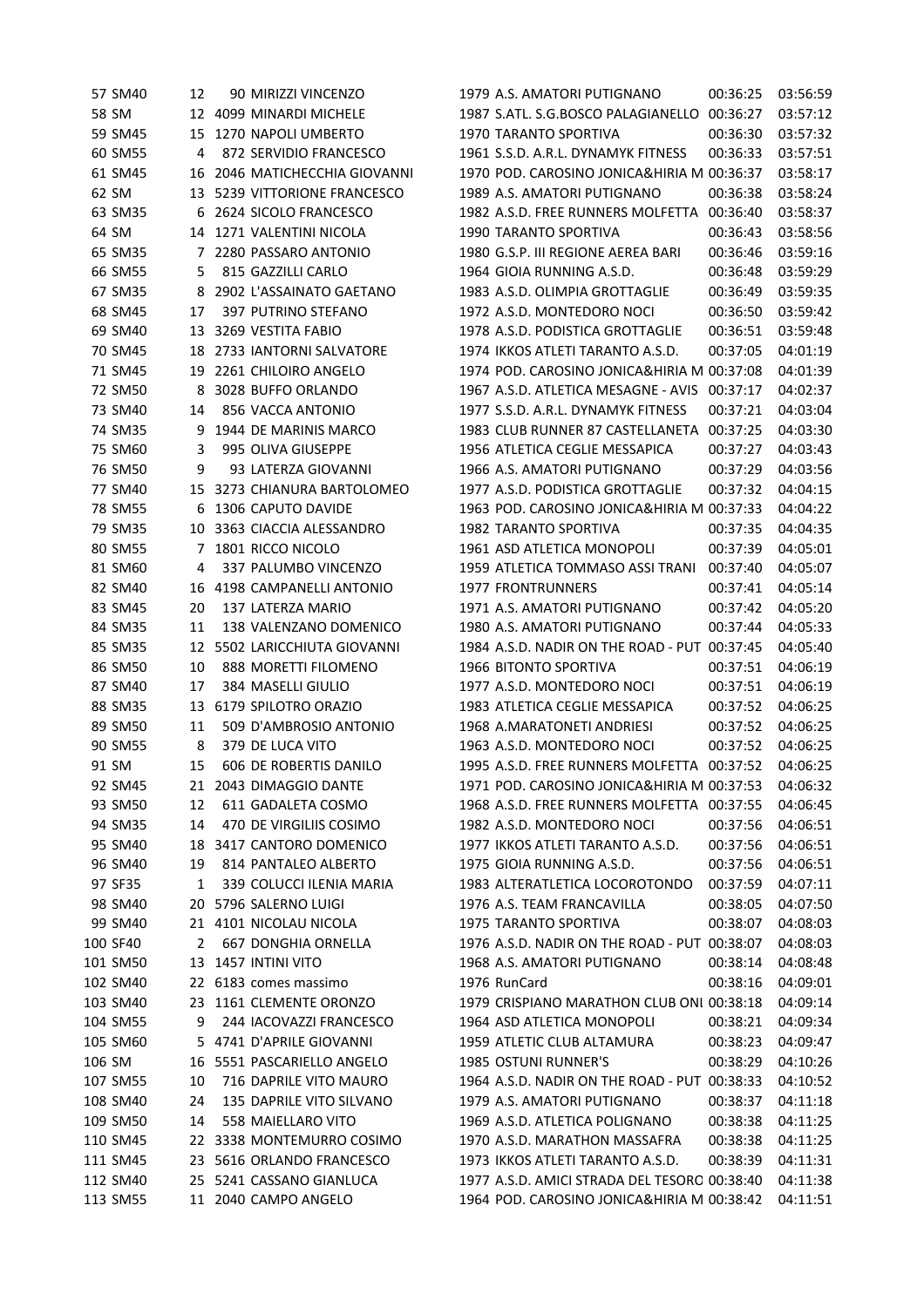| | | | | | | | | |
|---|---|---|---|---|---|---|---|---|
| 57 | SM40 | 12 | 90 | MIRIZZI VINCENZO | 1979 | A.S. AMATORI PUTIGNANO | 00:36:25 | 03:56:59 |
| 58 | SM | 12 | 4099 | MINARDI MICHELE | 1987 | S.ATL. S.G.BOSCO PALAGIANELLO | 00:36:27 | 03:57:12 |
| 59 | SM45 | 15 | 1270 | NAPOLI UMBERTO | 1970 | TARANTO SPORTIVA | 00:36:30 | 03:57:32 |
| 60 | SM55 | 4 | 872 | SERVIDIO FRANCESCO | 1961 | S.S.D. A.R.L. DYNAMYK FITNESS | 00:36:33 | 03:57:51 |
| 61 | SM45 | 16 | 2046 | MATICHECCHIA GIOVANNI | 1970 | POD. CAROSINO JONICA&HIRIA M | 00:36:37 | 03:58:17 |
| 62 | SM | 13 | 5239 | VITTORIONE FRANCESCO | 1989 | A.S. AMATORI PUTIGNANO | 00:36:38 | 03:58:24 |
| 63 | SM35 | 6 | 2624 | SICOLO FRANCESCO | 1982 | A.S.D. FREE RUNNERS MOLFETTA | 00:36:40 | 03:58:37 |
| 64 | SM | 14 | 1271 | VALENTINI NICOLA | 1990 | TARANTO SPORTIVA | 00:36:43 | 03:58:56 |
| 65 | SM35 | 7 | 2280 | PASSARO ANTONIO | 1980 | G.S.P. III REGIONE AEREA BARI | 00:36:46 | 03:59:16 |
| 66 | SM55 | 5 | 815 | GAZZILLI CARLO | 1964 | GIOIA RUNNING A.S.D. | 00:36:48 | 03:59:29 |
| 67 | SM35 | 8 | 2902 | L'ASSAINATO GAETANO | 1983 | A.S.D. OLIMPIA GROTTAGLIE | 00:36:49 | 03:59:35 |
| 68 | SM45 | 17 | 397 | PUTRINO STEFANO | 1972 | A.S.D. MONTEDORO NOCI | 00:36:50 | 03:59:42 |
| 69 | SM40 | 13 | 3269 | VESTITA FABIO | 1978 | A.S.D. PODISTICA GROTTAGLIE | 00:36:51 | 03:59:48 |
| 70 | SM45 | 18 | 2733 | IANTORNI SALVATORE | 1974 | IKKOS ATLETI TARANTO A.S.D. | 00:37:05 | 04:01:19 |
| 71 | SM45 | 19 | 2261 | CHILOIRO ANGELO | 1974 | POD. CAROSINO JONICA&HIRIA M | 00:37:08 | 04:01:39 |
| 72 | SM50 | 8 | 3028 | BUFFO ORLANDO | 1967 | A.S.D. ATLETICA MESAGNE - AVIS | 00:37:17 | 04:02:37 |
| 73 | SM40 | 14 | 856 | VACCA ANTONIO | 1977 | S.S.D. A.R.L. DYNAMYK FITNESS | 00:37:21 | 04:03:04 |
| 74 | SM35 | 9 | 1944 | DE MARINIS MARCO | 1983 | CLUB RUNNER 87 CASTELLANETA | 00:37:25 | 04:03:30 |
| 75 | SM60 | 3 | 995 | OLIVA GIUSEPPE | 1956 | ATLETICA CEGLIE MESSAPICA | 00:37:27 | 04:03:43 |
| 76 | SM50 | 9 | 93 | LATERZA GIOVANNI | 1966 | A.S. AMATORI PUTIGNANO | 00:37:29 | 04:03:56 |
| 77 | SM40 | 15 | 3273 | CHIANURA BARTOLOMEO | 1977 | A.S.D. PODISTICA GROTTAGLIE | 00:37:32 | 04:04:15 |
| 78 | SM55 | 6 | 1306 | CAPUTO DAVIDE | 1963 | POD. CAROSINO JONICA&HIRIA M | 00:37:33 | 04:04:22 |
| 79 | SM35 | 10 | 3363 | CIACCIA ALESSANDRO | 1982 | TARANTO SPORTIVA | 00:37:35 | 04:04:35 |
| 80 | SM55 | 7 | 1801 | RICCO NICOLO | 1961 | ASD ATLETICA MONOPOLI | 00:37:39 | 04:05:01 |
| 81 | SM60 | 4 | 337 | PALUMBO VINCENZO | 1959 | ATLETICA TOMMASO ASSI TRANI | 00:37:40 | 04:05:07 |
| 82 | SM40 | 16 | 4198 | CAMPANELLI ANTONIO | 1977 | FRONTRUNNERS | 00:37:41 | 04:05:14 |
| 83 | SM45 | 20 | 137 | LATERZA MARIO | 1971 | A.S. AMATORI PUTIGNANO | 00:37:42 | 04:05:20 |
| 84 | SM35 | 11 | 138 | VALENZANO DOMENICO | 1980 | A.S. AMATORI PUTIGNANO | 00:37:44 | 04:05:33 |
| 85 | SM35 | 12 | 5502 | LARICCHIUTA GIOVANNI | 1984 | A.S.D. NADIR ON THE ROAD - PUT | 00:37:45 | 04:05:40 |
| 86 | SM50 | 10 | 888 | MORETTI FILOMENO | 1966 | BITONTO SPORTIVA | 00:37:51 | 04:06:19 |
| 87 | SM40 | 17 | 384 | MASELLI GIULIO | 1977 | A.S.D. MONTEDORO NOCI | 00:37:51 | 04:06:19 |
| 88 | SM35 | 13 | 6179 | SPILOTRO ORAZIO | 1983 | ATLETICA CEGLIE MESSAPICA | 00:37:52 | 04:06:25 |
| 89 | SM50 | 11 | 509 | D'AMBROSIO ANTONIO | 1968 | A.MARATONETI ANDRIESI | 00:37:52 | 04:06:25 |
| 90 | SM55 | 8 | 379 | DE LUCA VITO | 1963 | A.S.D. MONTEDORO NOCI | 00:37:52 | 04:06:25 |
| 91 | SM | 15 | 606 | DE ROBERTIS DANILO | 1995 | A.S.D. FREE RUNNERS MOLFETTA | 00:37:52 | 04:06:25 |
| 92 | SM45 | 21 | 2043 | DIMAGGIO DANTE | 1971 | POD. CAROSINO JONICA&HIRIA M | 00:37:53 | 04:06:32 |
| 93 | SM50 | 12 | 611 | GADALETA COSMO | 1968 | A.S.D. FREE RUNNERS MOLFETTA | 00:37:55 | 04:06:45 |
| 94 | SM35 | 14 | 470 | DE VIRGILIIS COSIMO | 1982 | A.S.D. MONTEDORO NOCI | 00:37:56 | 04:06:51 |
| 95 | SM40 | 18 | 3417 | CANTORO DOMENICO | 1977 | IKKOS ATLETI TARANTO A.S.D. | 00:37:56 | 04:06:51 |
| 96 | SM40 | 19 | 814 | PANTALEO ALBERTO | 1975 | GIOIA RUNNING A.S.D. | 00:37:56 | 04:06:51 |
| 97 | SF35 | 1 | 339 | COLUCCI ILENIA MARIA | 1983 | ALTERATLETICA LOCOROTONDO | 00:37:59 | 04:07:11 |
| 98 | SM40 | 20 | 5796 | SALERNO LUIGI | 1976 | A.S. TEAM FRANCAVILLA | 00:38:05 | 04:07:50 |
| 99 | SM40 | 21 | 4101 | NICOLAU NICOLA | 1975 | TARANTO SPORTIVA | 00:38:07 | 04:08:03 |
| 100 | SF40 | 2 | 667 | DONGHIA ORNELLA | 1976 | A.S.D. NADIR ON THE ROAD - PUT | 00:38:07 | 04:08:03 |
| 101 | SM50 | 13 | 1457 | INTINI VITO | 1968 | A.S. AMATORI PUTIGNANO | 00:38:14 | 04:08:48 |
| 102 | SM40 | 22 | 6183 | comes massimo | 1976 | RunCard | 00:38:16 | 04:09:01 |
| 103 | SM40 | 23 | 1161 | CLEMENTE ORONZO | 1979 | CRISPIANO MARATHON CLUB ONL | 00:38:18 | 04:09:14 |
| 104 | SM55 | 9 | 244 | IACOVAZZI FRANCESCO | 1964 | ASD ATLETICA MONOPOLI | 00:38:21 | 04:09:34 |
| 105 | SM60 | 5 | 4741 | D'APRILE GIOVANNI | 1959 | ATLETIC CLUB ALTAMURA | 00:38:23 | 04:09:47 |
| 106 | SM | 16 | 5551 | PASCARIELLO ANGELO | 1985 | OSTUNI RUNNER'S | 00:38:29 | 04:10:26 |
| 107 | SM55 | 10 | 716 | DAPRILE VITO MAURO | 1964 | A.S.D. NADIR ON THE ROAD - PUT | 00:38:33 | 04:10:52 |
| 108 | SM40 | 24 | 135 | DAPRILE VITO SILVANO | 1979 | A.S. AMATORI PUTIGNANO | 00:38:37 | 04:11:18 |
| 109 | SM50 | 14 | 558 | MAIELLARO VITO | 1969 | A.S.D. ATLETICA POLIGNANO | 00:38:38 | 04:11:25 |
| 110 | SM45 | 22 | 3338 | MONTEMURRO COSIMO | 1970 | A.S.D. MARATHON MASSAFRA | 00:38:38 | 04:11:25 |
| 111 | SM45 | 23 | 5616 | ORLANDO FRANCESCO | 1973 | IKKOS ATLETI TARANTO A.S.D. | 00:38:39 | 04:11:31 |
| 112 | SM40 | 25 | 5241 | CASSANO GIANLUCA | 1977 | A.S.D. AMICI STRADA DEL TESORO | 00:38:40 | 04:11:38 |
| 113 | SM55 | 11 | 2040 | CAMPO ANGELO | 1964 | POD. CAROSINO JONICA&HIRIA M | 00:38:42 | 04:11:51 |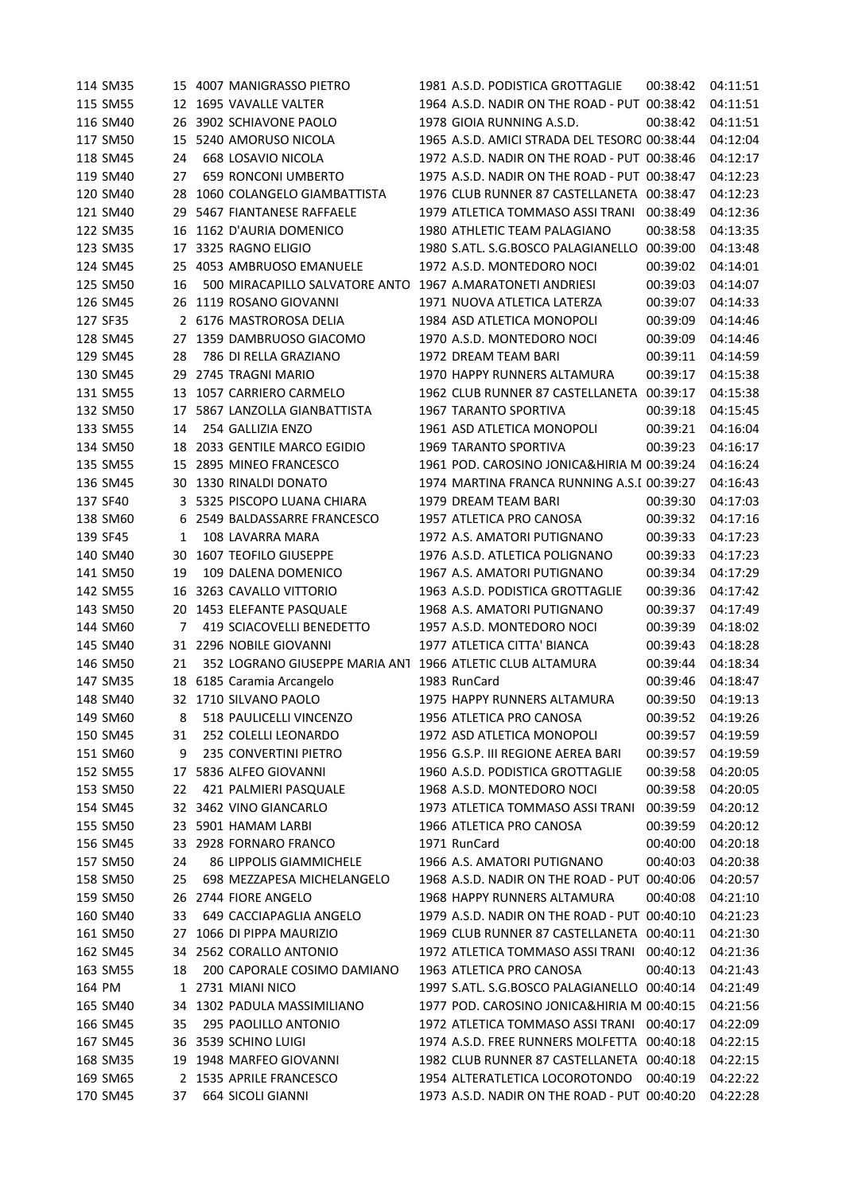| | | | | | | | |
|---|---|---|---|---|---|---|---|
| 114 | SM35 | 15 | 4007 MANIGRASSO PIETRO | 1981 | A.S.D. PODISTICA GROTTAGLIE | 00:38:42 | 04:11:51 |
| 115 | SM55 | 12 | 1695 VAVALLE VALTER | 1964 | A.S.D. NADIR ON THE ROAD - PUT | 00:38:42 | 04:11:51 |
| 116 | SM40 | 26 | 3902 SCHIAVONE PAOLO | 1978 | GIOIA RUNNING A.S.D. | 00:38:42 | 04:11:51 |
| 117 | SM50 | 15 | 5240 AMORUSO NICOLA | 1965 | A.S.D. AMICI STRADA DEL TESORO | 00:38:44 | 04:12:04 |
| 118 | SM45 | 24 | 668 LOSAVIO NICOLA | 1972 | A.S.D. NADIR ON THE ROAD - PUT | 00:38:46 | 04:12:17 |
| 119 | SM40 | 27 | 659 RONCONI UMBERTO | 1975 | A.S.D. NADIR ON THE ROAD - PUT | 00:38:47 | 04:12:23 |
| 120 | SM40 | 28 | 1060 COLANGELO GIAMBATTISTA | 1976 | CLUB RUNNER 87 CASTELLANETA | 00:38:47 | 04:12:23 |
| 121 | SM40 | 29 | 5467 FIANTANESE RAFFAELE | 1979 | ATLETICA TOMMASO ASSI TRANI | 00:38:49 | 04:12:36 |
| 122 | SM35 | 16 | 1162 D'AURIA DOMENICO | 1980 | ATHLETIC TEAM PALAGIANO | 00:38:58 | 04:13:35 |
| 123 | SM35 | 17 | 3325 RAGNO ELIGIO | 1980 | S.ATL. S.G.BOSCO PALAGIANELLO | 00:39:00 | 04:13:48 |
| 124 | SM45 | 25 | 4053 AMBRUOSO EMANUELE | 1972 | A.S.D. MONTEDORO NOCI | 00:39:02 | 04:14:01 |
| 125 | SM50 | 16 | 500 MIRACAPILLO SALVATORE ANTO | 1967 | A.MARATONETI ANDRIESI | 00:39:03 | 04:14:07 |
| 126 | SM45 | 26 | 1119 ROSANO GIOVANNI | 1971 | NUOVA ATLETICA LATERZA | 00:39:07 | 04:14:33 |
| 127 | SF35 | 2 | 6176 MASTROROSA DELIA | 1984 | ASD ATLETICA MONOPOLI | 00:39:09 | 04:14:46 |
| 128 | SM45 | 27 | 1359 DAMBRUOSO GIACOMO | 1970 | A.S.D. MONTEDORO NOCI | 00:39:09 | 04:14:46 |
| 129 | SM45 | 28 | 786 DI RELLA GRAZIANO | 1972 | DREAM TEAM BARI | 00:39:11 | 04:14:59 |
| 130 | SM45 | 29 | 2745 TRAGNI MARIO | 1970 | HAPPY RUNNERS ALTAMURA | 00:39:17 | 04:15:38 |
| 131 | SM55 | 13 | 1057 CARRIERO CARMELO | 1962 | CLUB RUNNER 87 CASTELLANETA | 00:39:17 | 04:15:38 |
| 132 | SM50 | 17 | 5867 LANZOLLA GIANBATTISTA | 1967 | TARANTO SPORTIVA | 00:39:18 | 04:15:45 |
| 133 | SM55 | 14 | 254 GALLIZIA ENZO | 1961 | ASD ATLETICA MONOPOLI | 00:39:21 | 04:16:04 |
| 134 | SM50 | 18 | 2033 GENTILE MARCO EGIDIO | 1969 | TARANTO SPORTIVA | 00:39:23 | 04:16:17 |
| 135 | SM55 | 15 | 2895 MINEO FRANCESCO | 1961 | POD. CAROSINO JONICA&HIRIA M | 00:39:24 | 04:16:24 |
| 136 | SM45 | 30 | 1330 RINALDI DONATO | 1974 | MARTINA FRANCA RUNNING A.S.I | 00:39:27 | 04:16:43 |
| 137 | SF40 | 3 | 5325 PISCOPO LUANA CHIARA | 1979 | DREAM TEAM BARI | 00:39:30 | 04:17:03 |
| 138 | SM60 | 6 | 2549 BALDASSARRE FRANCESCO | 1957 | ATLETICA PRO CANOSA | 00:39:32 | 04:17:16 |
| 139 | SF45 | 1 | 108 LAVARRA MARA | 1972 | A.S. AMATORI PUTIGNANO | 00:39:33 | 04:17:23 |
| 140 | SM40 | 30 | 1607 TEOFILO GIUSEPPE | 1976 | A.S.D. ATLETICA POLIGNANO | 00:39:33 | 04:17:23 |
| 141 | SM50 | 19 | 109 DALENA DOMENICO | 1967 | A.S. AMATORI PUTIGNANO | 00:39:34 | 04:17:29 |
| 142 | SM55 | 16 | 3263 CAVALLO VITTORIO | 1963 | A.S.D. PODISTICA GROTTAGLIE | 00:39:36 | 04:17:42 |
| 143 | SM50 | 20 | 1453 ELEFANTE PASQUALE | 1968 | A.S. AMATORI PUTIGNANO | 00:39:37 | 04:17:49 |
| 144 | SM60 | 7 | 419 SCIACOVELLI BENEDETTO | 1957 | A.S.D. MONTEDORO NOCI | 00:39:39 | 04:18:02 |
| 145 | SM40 | 31 | 2296 NOBILE GIOVANNI | 1977 | ATLETICA CITTA' BIANCA | 00:39:43 | 04:18:28 |
| 146 | SM50 | 21 | 352 LOGRANO GIUSEPPE MARIA ANT | 1966 | ATLETIC CLUB ALTAMURA | 00:39:44 | 04:18:34 |
| 147 | SM35 | 18 | 6185 Caramia Arcangelo | 1983 | RunCard | 00:39:46 | 04:18:47 |
| 148 | SM40 | 32 | 1710 SILVANO PAOLO | 1975 | HAPPY RUNNERS ALTAMURA | 00:39:50 | 04:19:13 |
| 149 | SM60 | 8 | 518 PAULICELLI VINCENZO | 1956 | ATLETICA PRO CANOSA | 00:39:52 | 04:19:26 |
| 150 | SM45 | 31 | 252 COLELLI LEONARDO | 1972 | ASD ATLETICA MONOPOLI | 00:39:57 | 04:19:59 |
| 151 | SM60 | 9 | 235 CONVERTINI PIETRO | 1956 | G.S.P. III REGIONE AEREA BARI | 00:39:57 | 04:19:59 |
| 152 | SM55 | 17 | 5836 ALFEO GIOVANNI | 1960 | A.S.D. PODISTICA GROTTAGLIE | 00:39:58 | 04:20:05 |
| 153 | SM50 | 22 | 421 PALMIERI PASQUALE | 1968 | A.S.D. MONTEDORO NOCI | 00:39:58 | 04:20:05 |
| 154 | SM45 | 32 | 3462 VINO GIANCARLO | 1973 | ATLETICA TOMMASO ASSI TRANI | 00:39:59 | 04:20:12 |
| 155 | SM50 | 23 | 5901 HAMAM LARBI | 1966 | ATLETICA PRO CANOSA | 00:39:59 | 04:20:12 |
| 156 | SM45 | 33 | 2928 FORNARO FRANCO | 1971 | RunCard | 00:40:00 | 04:20:18 |
| 157 | SM50 | 24 | 86 LIPPOLIS GIAMMICHELE | 1966 | A.S. AMATORI PUTIGNANO | 00:40:03 | 04:20:38 |
| 158 | SM50 | 25 | 698 MEZZAPESA MICHELANGELO | 1968 | A.S.D. NADIR ON THE ROAD - PUT | 00:40:06 | 04:20:57 |
| 159 | SM50 | 26 | 2744 FIORE ANGELO | 1968 | HAPPY RUNNERS ALTAMURA | 00:40:08 | 04:21:10 |
| 160 | SM40 | 33 | 649 CACCIAPAGLIA ANGELO | 1979 | A.S.D. NADIR ON THE ROAD - PUT | 00:40:10 | 04:21:23 |
| 161 | SM50 | 27 | 1066 DI PIPPA MAURIZIO | 1969 | CLUB RUNNER 87 CASTELLANETA | 00:40:11 | 04:21:30 |
| 162 | SM45 | 34 | 2562 CORALLO ANTONIO | 1972 | ATLETICA TOMMASO ASSI TRANI | 00:40:12 | 04:21:36 |
| 163 | SM55 | 18 | 200 CAPORALE COSIMO DAMIANO | 1963 | ATLETICA PRO CANOSA | 00:40:13 | 04:21:43 |
| 164 | PM | 1 | 2731 MIANI NICO | 1997 | S.ATL. S.G.BOSCO PALAGIANELLO | 00:40:14 | 04:21:49 |
| 165 | SM40 | 34 | 1302 PADULA MASSIMILIANO | 1977 | POD. CAROSINO JONICA&HIRIA M | 00:40:15 | 04:21:56 |
| 166 | SM45 | 35 | 295 PAOLILLO ANTONIO | 1972 | ATLETICA TOMMASO ASSI TRANI | 00:40:17 | 04:22:09 |
| 167 | SM45 | 36 | 3539 SCHINO LUIGI | 1974 | A.S.D. FREE RUNNERS MOLFETTA | 00:40:18 | 04:22:15 |
| 168 | SM35 | 19 | 1948 MARFEO GIOVANNI | 1982 | CLUB RUNNER 87 CASTELLANETA | 00:40:18 | 04:22:15 |
| 169 | SM65 | 2 | 1535 APRILE FRANCESCO | 1954 | ALTERATLETICA LOCOROTONDO | 00:40:19 | 04:22:22 |
| 170 | SM45 | 37 | 664 SICOLI GIANNI | 1973 | A.S.D. NADIR ON THE ROAD - PUT | 00:40:20 | 04:22:28 |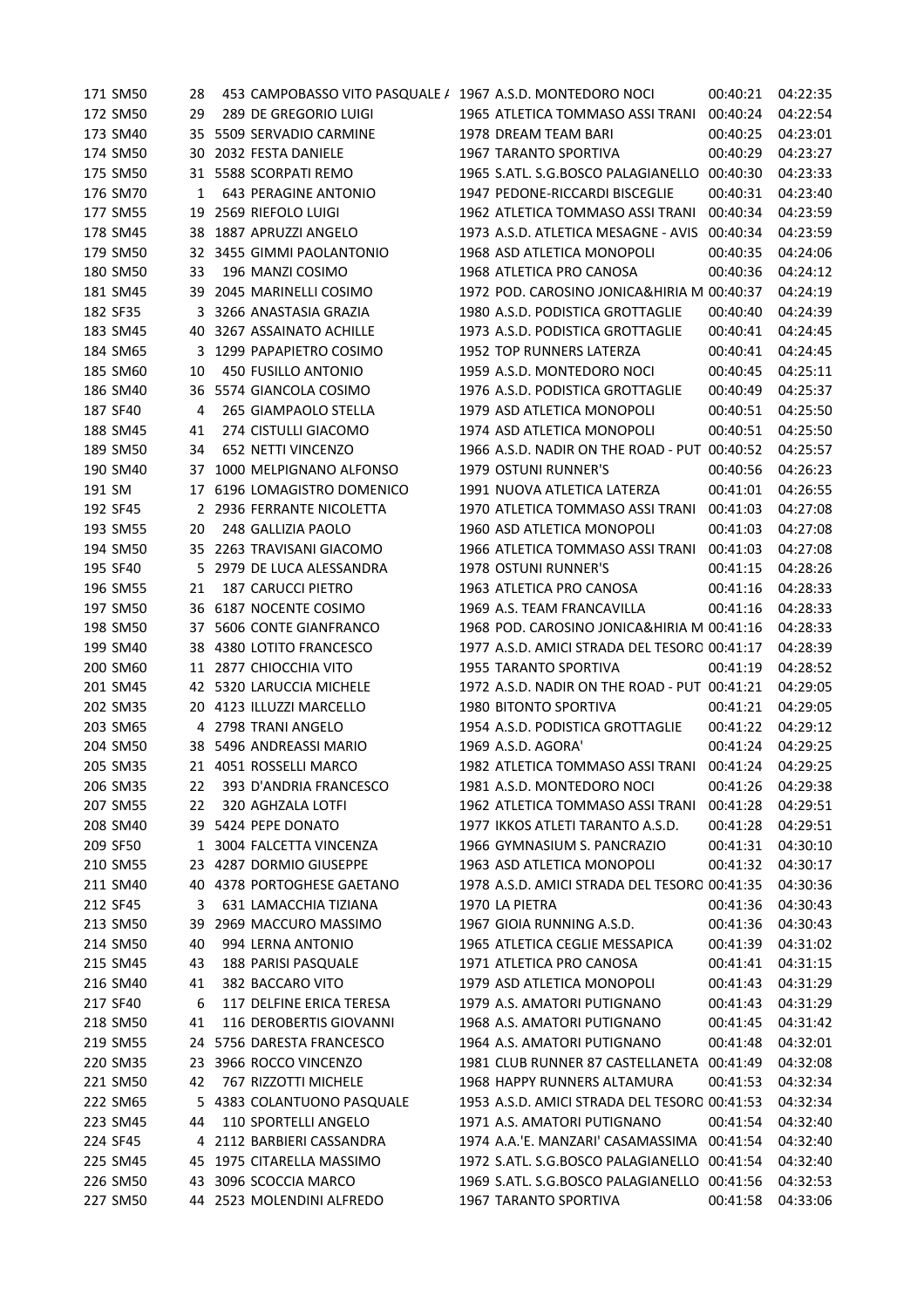| | | | | | | | | |
|---|---|---|---|---|---|---|---|---|
| 171 | SM50 | 28 | 453 | CAMPOBASSO VITO PASQUALE A | 1967 | A.S.D. MONTEDORO NOCI | 00:40:21 | 04:22:35 |
| 172 | SM50 | 29 | 289 | DE GREGORIO LUIGI | 1965 | ATLETICA TOMMASO ASSI TRANI | 00:40:24 | 04:22:54 |
| 173 | SM40 | 35 | 5509 | SERVADIO CARMINE | 1978 | DREAM TEAM BARI | 00:40:25 | 04:23:01 |
| 174 | SM50 | 30 | 2032 | FESTA DANIELE | 1967 | TARANTO SPORTIVA | 00:40:29 | 04:23:27 |
| 175 | SM50 | 31 | 5588 | SCORPATI REMO | 1965 | S.ATL. S.G.BOSCO PALAGIANELLO | 00:40:30 | 04:23:33 |
| 176 | SM70 | 1 | 643 | PERAGINE ANTONIO | 1947 | PEDONE-RICCARDI BISCEGLIE | 00:40:31 | 04:23:40 |
| 177 | SM55 | 19 | 2569 | RIEFOLO LUIGI | 1962 | ATLETICA TOMMASO ASSI TRANI | 00:40:34 | 04:23:59 |
| 178 | SM45 | 38 | 1887 | APRUZZI ANGELO | 1973 | A.S.D. ATLETICA MESAGNE - AVIS | 00:40:34 | 04:23:59 |
| 179 | SM50 | 32 | 3455 | GIMMI PAOLANTONIO | 1968 | ASD ATLETICA MONOPOLI | 00:40:35 | 04:24:06 |
| 180 | SM50 | 33 | 196 | MANZI COSIMO | 1968 | ATLETICA PRO CANOSA | 00:40:36 | 04:24:12 |
| 181 | SM45 | 39 | 2045 | MARINELLI COSIMO | 1972 | POD. CAROSINO JONICA&HIRIA M | 00:40:37 | 04:24:19 |
| 182 | SF35 | 3 | 3266 | ANASTASIA GRAZIA | 1980 | A.S.D. PODISTICA GROTTAGLIE | 00:40:40 | 04:24:39 |
| 183 | SM45 | 40 | 3267 | ASSAINATO ACHILLE | 1973 | A.S.D. PODISTICA GROTTAGLIE | 00:40:41 | 04:24:45 |
| 184 | SM65 | 3 | 1299 | PAPAPIETRO COSIMO | 1952 | TOP RUNNERS LATERZA | 00:40:41 | 04:24:45 |
| 185 | SM60 | 10 | 450 | FUSILLO ANTONIO | 1959 | A.S.D. MONTEDORO NOCI | 00:40:45 | 04:25:11 |
| 186 | SM40 | 36 | 5574 | GIANCOLA COSIMO | 1976 | A.S.D. PODISTICA GROTTAGLIE | 00:40:49 | 04:25:37 |
| 187 | SF40 | 4 | 265 | GIAMPAOLO STELLA | 1979 | ASD ATLETICA MONOPOLI | 00:40:51 | 04:25:50 |
| 188 | SM45 | 41 | 274 | CISTULLI GIACOMO | 1974 | ASD ATLETICA MONOPOLI | 00:40:51 | 04:25:50 |
| 189 | SM50 | 34 | 652 | NETTI VINCENZO | 1966 | A.S.D. NADIR ON THE ROAD - PUT | 00:40:52 | 04:25:57 |
| 190 | SM40 | 37 | 1000 | MELPIGNANO ALFONSO | 1979 | OSTUNI RUNNER'S | 00:40:56 | 04:26:23 |
| 191 | SM | 17 | 6196 | LOMAGISTRO DOMENICO | 1991 | NUOVA ATLETICA LATERZA | 00:41:01 | 04:26:55 |
| 192 | SF45 | 2 | 2936 | FERRANTE NICOLETTA | 1970 | ATLETICA TOMMASO ASSI TRANI | 00:41:03 | 04:27:08 |
| 193 | SM55 | 20 | 248 | GALLIZIA PAOLO | 1960 | ASD ATLETICA MONOPOLI | 00:41:03 | 04:27:08 |
| 194 | SM50 | 35 | 2263 | TRAVISANI GIACOMO | 1966 | ATLETICA TOMMASO ASSI TRANI | 00:41:03 | 04:27:08 |
| 195 | SF40 | 5 | 2979 | DE LUCA ALESSANDRA | 1978 | OSTUNI RUNNER'S | 00:41:15 | 04:28:26 |
| 196 | SM55 | 21 | 187 | CARUCCI PIETRO | 1963 | ATLETICA PRO CANOSA | 00:41:16 | 04:28:33 |
| 197 | SM50 | 36 | 6187 | NOCENTE COSIMO | 1969 | A.S. TEAM FRANCAVILLA | 00:41:16 | 04:28:33 |
| 198 | SM50 | 37 | 5606 | CONTE GIANFRANCO | 1968 | POD. CAROSINO JONICA&HIRIA M | 00:41:16 | 04:28:33 |
| 199 | SM40 | 38 | 4380 | LOTITO FRANCESCO | 1977 | A.S.D. AMICI STRADA DEL TESORO | 00:41:17 | 04:28:39 |
| 200 | SM60 | 11 | 2877 | CHIOCCHIA VITO | 1955 | TARANTO SPORTIVA | 00:41:19 | 04:28:52 |
| 201 | SM45 | 42 | 5320 | LARUCCIA MICHELE | 1972 | A.S.D. NADIR ON THE ROAD - PUT | 00:41:21 | 04:29:05 |
| 202 | SM35 | 20 | 4123 | ILLUZZI MARCELLO | 1980 | BITONTO SPORTIVA | 00:41:21 | 04:29:05 |
| 203 | SM65 | 4 | 2798 | TRANI ANGELO | 1954 | A.S.D. PODISTICA GROTTAGLIE | 00:41:22 | 04:29:12 |
| 204 | SM50 | 38 | 5496 | ANDREASSI MARIO | 1969 | A.S.D. AGORA' | 00:41:24 | 04:29:25 |
| 205 | SM35 | 21 | 4051 | ROSSELLI MARCO | 1982 | ATLETICA TOMMASO ASSI TRANI | 00:41:24 | 04:29:25 |
| 206 | SM35 | 22 | 393 | D'ANDRIA FRANCESCO | 1981 | A.S.D. MONTEDORO NOCI | 00:41:26 | 04:29:38 |
| 207 | SM55 | 22 | 320 | AGHZALA LOTFI | 1962 | ATLETICA TOMMASO ASSI TRANI | 00:41:28 | 04:29:51 |
| 208 | SM40 | 39 | 5424 | PEPE DONATO | 1977 | IKKOS ATLETI TARANTO A.S.D. | 00:41:28 | 04:29:51 |
| 209 | SF50 | 1 | 3004 | FALCETTA VINCENZA | 1966 | GYMNASIUM S. PANCRAZIO | 00:41:31 | 04:30:10 |
| 210 | SM55 | 23 | 4287 | DORMIO GIUSEPPE | 1963 | ASD ATLETICA MONOPOLI | 00:41:32 | 04:30:17 |
| 211 | SM40 | 40 | 4378 | PORTOGHESE GAETANO | 1978 | A.S.D. AMICI STRADA DEL TESORO | 00:41:35 | 04:30:36 |
| 212 | SF45 | 3 | 631 | LAMACCHIA TIZIANA | 1970 | LA PIETRA | 00:41:36 | 04:30:43 |
| 213 | SM50 | 39 | 2969 | MACCURO MASSIMO | 1967 | GIOIA RUNNING A.S.D. | 00:41:36 | 04:30:43 |
| 214 | SM50 | 40 | 994 | LERNA ANTONIO | 1965 | ATLETICA CEGLIE MESSAPICA | 00:41:39 | 04:31:02 |
| 215 | SM45 | 43 | 188 | PARISI PASQUALE | 1971 | ATLETICA PRO CANOSA | 00:41:41 | 04:31:15 |
| 216 | SM40 | 41 | 382 | BACCARO VITO | 1979 | ASD ATLETICA MONOPOLI | 00:41:43 | 04:31:29 |
| 217 | SF40 | 6 | 117 | DELFINE ERICA TERESA | 1979 | A.S. AMATORI PUTIGNANO | 00:41:43 | 04:31:29 |
| 218 | SM50 | 41 | 116 | DEROBERTIS GIOVANNI | 1968 | A.S. AMATORI PUTIGNANO | 00:41:45 | 04:31:42 |
| 219 | SM55 | 24 | 5756 | DARESTA FRANCESCO | 1964 | A.S. AMATORI PUTIGNANO | 00:41:48 | 04:32:01 |
| 220 | SM35 | 23 | 3966 | ROCCO VINCENZO | 1981 | CLUB RUNNER 87 CASTELLANETA | 00:41:49 | 04:32:08 |
| 221 | SM50 | 42 | 767 | RIZZOTTI MICHELE | 1968 | HAPPY RUNNERS ALTAMURA | 00:41:53 | 04:32:34 |
| 222 | SM65 | 5 | 4383 | COLANTUONO PASQUALE | 1953 | A.S.D. AMICI STRADA DEL TESORO | 00:41:53 | 04:32:34 |
| 223 | SM45 | 44 | 110 | SPORTELLI ANGELO | 1971 | A.S. AMATORI PUTIGNANO | 00:41:54 | 04:32:40 |
| 224 | SF45 | 4 | 2112 | BARBIERI CASSANDRA | 1974 | A.A.'E. MANZARI' CASAMASSIMA | 00:41:54 | 04:32:40 |
| 225 | SM45 | 45 | 1975 | CITARELLA MASSIMO | 1972 | S.ATL. S.G.BOSCO PALAGIANELLO | 00:41:54 | 04:32:40 |
| 226 | SM50 | 43 | 3096 | SCOCCIA MARCO | 1969 | S.ATL. S.G.BOSCO PALAGIANELLO | 00:41:56 | 04:32:53 |
| 227 | SM50 | 44 | 2523 | MOLENDINI ALFREDO | 1967 | TARANTO SPORTIVA | 00:41:58 | 04:33:06 |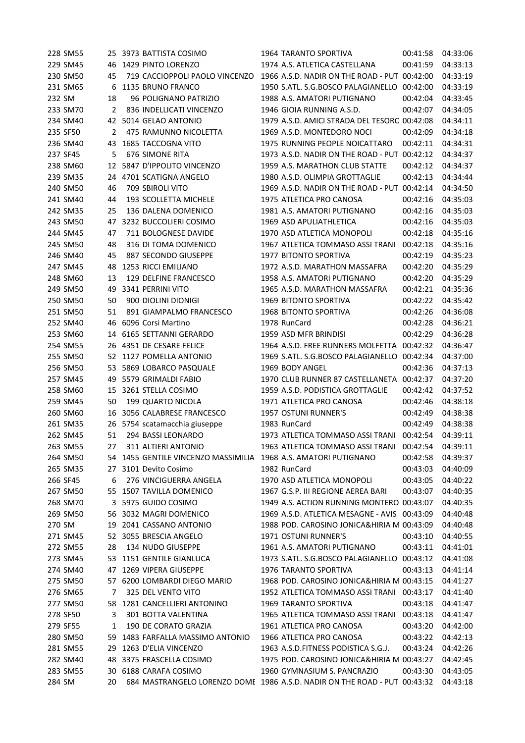| | | | | | | | | |
|---|---|---|---|---|---|---|---|---|
| 228 | SM55 | 25 | 3973 | BATTISTA COSIMO | 1964 | TARANTO SPORTIVA | 00:41:58 | 04:33:06 |
| 229 | SM45 | 46 | 1429 | PINTO LORENZO | 1974 | A.S. ATLETICA CASTELLANA | 00:41:59 | 04:33:13 |
| 230 | SM50 | 45 | 719 | CACCIOPPOLI PAOLO VINCENZO | 1966 | A.S.D. NADIR ON THE ROAD - PUT | 00:42:00 | 04:33:19 |
| 231 | SM65 | 6 | 1135 | BRUNO FRANCO | 1950 | S.ATL. S.G.BOSCO PALAGIANELLO | 00:42:00 | 04:33:19 |
| 232 | SM | 18 | 96 | POLIGNANO PATRIZIO | 1988 | A.S. AMATORI PUTIGNANO | 00:42:04 | 04:33:45 |
| 233 | SM70 | 2 | 836 | INDELLICATI VINCENZO | 1946 | GIOIA RUNNING A.S.D. | 00:42:07 | 04:34:05 |
| 234 | SM40 | 42 | 5014 | GELAO ANTONIO | 1979 | A.S.D. AMICI STRADA DEL TESORO | 00:42:08 | 04:34:11 |
| 235 | SF50 | 2 | 475 | RAMUNNO NICOLETTA | 1969 | A.S.D. MONTEDORO NOCI | 00:42:09 | 04:34:18 |
| 236 | SM40 | 43 | 1685 | TACCOGNA VITO | 1975 | RUNNING PEOPLE NOICATTARO | 00:42:11 | 04:34:31 |
| 237 | SF45 | 5 | 676 | SIMONE RITA | 1973 | A.S.D. NADIR ON THE ROAD - PUT | 00:42:12 | 04:34:37 |
| 238 | SM60 | 12 | 5847 | D'IPPOLITO VINCENZO | 1959 | A.S. MARATHON CLUB STATTE | 00:42:12 | 04:34:37 |
| 239 | SM35 | 24 | 4701 | SCATIGNA ANGELO | 1980 | A.S.D. OLIMPIA GROTTAGLIE | 00:42:13 | 04:34:44 |
| 240 | SM50 | 46 | 709 | SBIROLI VITO | 1969 | A.S.D. NADIR ON THE ROAD - PUT | 00:42:14 | 04:34:50 |
| 241 | SM40 | 44 | 193 | SCOLLETTA MICHELE | 1975 | ATLETICA PRO CANOSA | 00:42:16 | 04:35:03 |
| 242 | SM35 | 25 | 136 | DALENA DOMENICO | 1981 | A.S. AMATORI PUTIGNANO | 00:42:16 | 04:35:03 |
| 243 | SM50 | 47 | 3232 | BUCCOLIERI COSIMO | 1969 | ASD APULIATHLETICA | 00:42:16 | 04:35:03 |
| 244 | SM45 | 47 | 711 | BOLOGNESE DAVIDE | 1970 | ASD ATLETICA MONOPOLI | 00:42:18 | 04:35:16 |
| 245 | SM50 | 48 | 316 | DI TOMA DOMENICO | 1967 | ATLETICA TOMMASO ASSI TRANI | 00:42:18 | 04:35:16 |
| 246 | SM40 | 45 | 887 | SECONDO GIUSEPPE | 1977 | BITONTO SPORTIVA | 00:42:19 | 04:35:23 |
| 247 | SM45 | 48 | 1253 | RICCI EMILIANO | 1972 | A.S.D. MARATHON MASSAFRA | 00:42:20 | 04:35:29 |
| 248 | SM60 | 13 | 129 | DELFINE FRANCESCO | 1958 | A.S. AMATORI PUTIGNANO | 00:42:20 | 04:35:29 |
| 249 | SM50 | 49 | 3341 | PERRINI VITO | 1965 | A.S.D. MARATHON MASSAFRA | 00:42:21 | 04:35:36 |
| 250 | SM50 | 50 | 900 | DIOLINI DIONIGI | 1969 | BITONTO SPORTIVA | 00:42:22 | 04:35:42 |
| 251 | SM50 | 51 | 891 | GIAMPALMO FRANCESCO | 1968 | BITONTO SPORTIVA | 00:42:26 | 04:36:08 |
| 252 | SM40 | 46 | 6096 | Corsi Martino | 1978 | RunCard | 00:42:28 | 04:36:21 |
| 253 | SM60 | 14 | 6165 | SETTANNI GERARDO | 1959 | ASD MFR BRINDISI | 00:42:29 | 04:36:28 |
| 254 | SM55 | 26 | 4351 | DE CESARE FELICE | 1964 | A.S.D. FREE RUNNERS MOLFETTA | 00:42:32 | 04:36:47 |
| 255 | SM50 | 52 | 1127 | POMELLA ANTONIO | 1969 | S.ATL. S.G.BOSCO PALAGIANELLO | 00:42:34 | 04:37:00 |
| 256 | SM50 | 53 | 5869 | LOBARCO PASQUALE | 1969 | BODY ANGEL | 00:42:36 | 04:37:13 |
| 257 | SM45 | 49 | 5579 | GRIMALDI FABIO | 1970 | CLUB RUNNER 87 CASTELLANETA | 00:42:37 | 04:37:20 |
| 258 | SM60 | 15 | 3261 | STELLA COSIMO | 1959 | A.S.D. PODISTICA GROTTAGLIE | 00:42:42 | 04:37:52 |
| 259 | SM45 | 50 | 199 | QUARTO NICOLA | 1971 | ATLETICA PRO CANOSA | 00:42:46 | 04:38:18 |
| 260 | SM60 | 16 | 3056 | CALABRESE FRANCESCO | 1957 | OSTUNI RUNNER'S | 00:42:49 | 04:38:38 |
| 261 | SM35 | 26 | 5754 | scatamacchia giuseppe | 1983 | RunCard | 00:42:49 | 04:38:38 |
| 262 | SM45 | 51 | 294 | BASSI LEONARDO | 1973 | ATLETICA TOMMASO ASSI TRANI | 00:42:54 | 04:39:11 |
| 263 | SM55 | 27 | 311 | ALTIERI ANTONIO | 1963 | ATLETICA TOMMASO ASSI TRANI | 00:42:54 | 04:39:11 |
| 264 | SM50 | 54 | 1455 | GENTILE VINCENZO MASSIMILIA | 1968 | A.S. AMATORI PUTIGNANO | 00:42:58 | 04:39:37 |
| 265 | SM35 | 27 | 3101 | Devito Cosimo | 1982 | RunCard | 00:43:03 | 04:40:09 |
| 266 | SF45 | 6 | 276 | VINCIGUERRA ANGELA | 1970 | ASD ATLETICA MONOPOLI | 00:43:05 | 04:40:22 |
| 267 | SM50 | 55 | 1507 | TAVILLA DOMENICO | 1967 | G.S.P. III REGIONE AEREA BARI | 00:43:07 | 04:40:35 |
| 268 | SM70 | 3 | 5975 | GUIDO COSIMO | 1949 | A.S. ACTION RUNNING MONTERO | 00:43:07 | 04:40:35 |
| 269 | SM50 | 56 | 3032 | MAGRI DOMENICO | 1969 | A.S.D. ATLETICA MESAGNE - AVIS | 00:43:09 | 04:40:48 |
| 270 | SM | 19 | 2041 | CASSANO ANTONIO | 1988 | POD. CAROSINO JONICA&HIRIA M | 00:43:09 | 04:40:48 |
| 271 | SM45 | 52 | 3055 | BRESCIA ANGELO | 1971 | OSTUNI RUNNER'S | 00:43:10 | 04:40:55 |
| 272 | SM55 | 28 | 134 | NUDO GIUSEPPE | 1961 | A.S. AMATORI PUTIGNANO | 00:43:11 | 04:41:01 |
| 273 | SM45 | 53 | 1151 | GENTILE GIANLUCA | 1973 | S.ATL. S.G.BOSCO PALAGIANELLO | 00:43:12 | 04:41:08 |
| 274 | SM40 | 47 | 1269 | VIPERA GIUSEPPE | 1976 | TARANTO SPORTIVA | 00:43:13 | 04:41:14 |
| 275 | SM50 | 57 | 6200 | LOMBARDI DIEGO MARIO | 1968 | POD. CAROSINO JONICA&HIRIA M | 00:43:15 | 04:41:27 |
| 276 | SM65 | 7 | 325 | DEL VENTO VITO | 1952 | ATLETICA TOMMASO ASSI TRANI | 00:43:17 | 04:41:40 |
| 277 | SM50 | 58 | 1281 | CANCELLIERI ANTONINO | 1969 | TARANTO SPORTIVA | 00:43:18 | 04:41:47 |
| 278 | SF50 | 3 | 301 | BOTTA VALENTINA | 1965 | ATLETICA TOMMASO ASSI TRANI | 00:43:18 | 04:41:47 |
| 279 | SF55 | 1 | 190 | DE CORATO GRAZIA | 1961 | ATLETICA PRO CANOSA | 00:43:20 | 04:42:00 |
| 280 | SM50 | 59 | 1483 | FARFALLA MASSIMO ANTONIO | 1966 | ATLETICA PRO CANOSA | 00:43:22 | 04:42:13 |
| 281 | SM55 | 29 | 1263 | D'ELIA VINCENZO | 1963 | A.S.D.FITNESS PODISTICA S.G.J. | 00:43:24 | 04:42:26 |
| 282 | SM40 | 48 | 3375 | FRASCELLA COSIMO | 1975 | POD. CAROSINO JONICA&HIRIA M | 00:43:27 | 04:42:45 |
| 283 | SM55 | 30 | 6188 | CARAFA COSIMO | 1960 | GYMNASIUM S. PANCRAZIO | 00:43:30 | 04:43:05 |
| 284 | SM | 20 | 684 | MASTRANGELO LORENZO DOME | 1986 | A.S.D. NADIR ON THE ROAD - PUT | 00:43:32 | 04:43:18 |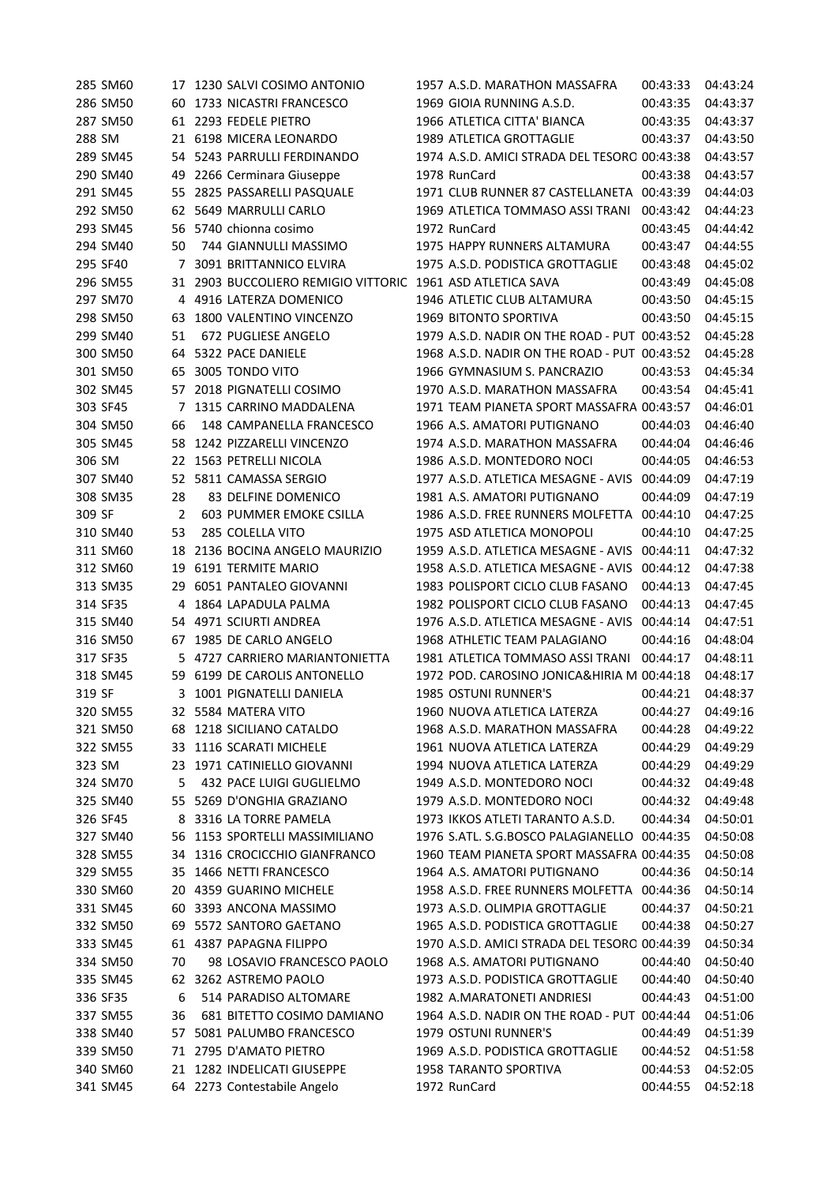| | | | | | | | | |
|---|---|---|---|---|---|---|---|---|
| 285 | SM60 | 17 | 1230 | SALVI COSIMO ANTONIO | 1957 | A.S.D. MARATHON MASSAFRA | 00:43:33 | 04:43:24 |
| 286 | SM50 | 60 | 1733 | NICASTRI FRANCESCO | 1969 | GIOIA RUNNING A.S.D. | 00:43:35 | 04:43:37 |
| 287 | SM50 | 61 | 2293 | FEDELE PIETRO | 1966 | ATLETICA CITTA' BIANCA | 00:43:35 | 04:43:37 |
| 288 | SM | 21 | 6198 | MICERA LEONARDO | 1989 | ATLETICA GROTTAGLIE | 00:43:37 | 04:43:50 |
| 289 | SM45 | 54 | 5243 | PARRULLI FERDINANDO | 1974 | A.S.D. AMICI STRADA DEL TESORO | 00:43:38 | 04:43:57 |
| 290 | SM40 | 49 | 2266 | Cerminara Giuseppe | 1978 | RunCard | 00:43:38 | 04:43:57 |
| 291 | SM45 | 55 | 2825 | PASSARELLI PASQUALE | 1971 | CLUB RUNNER 87 CASTELLANETA | 00:43:39 | 04:44:03 |
| 292 | SM50 | 62 | 5649 | MARRULLI CARLO | 1969 | ATLETICA TOMMASO ASSI TRANI | 00:43:42 | 04:44:23 |
| 293 | SM45 | 56 | 5740 | chionna cosimo | 1972 | RunCard | 00:43:45 | 04:44:42 |
| 294 | SM40 | 50 | 744 | GIANNULLI MASSIMO | 1975 | HAPPY RUNNERS ALTAMURA | 00:43:47 | 04:44:55 |
| 295 | SF40 | 7 | 3091 | BRITTANNICO ELVIRA | 1975 | A.S.D. PODISTICA GROTTAGLIE | 00:43:48 | 04:45:02 |
| 296 | SM55 | 31 | 2903 | BUCCOLIERO REMIGIO VITTORIC | 1961 | ASD ATLETICA SAVA | 00:43:49 | 04:45:08 |
| 297 | SM70 | 4 | 4916 | LATERZA DOMENICO | 1946 | ATLETIC CLUB ALTAMURA | 00:43:50 | 04:45:15 |
| 298 | SM50 | 63 | 1800 | VALENTINO VINCENZO | 1969 | BITONTO SPORTIVA | 00:43:50 | 04:45:15 |
| 299 | SM40 | 51 | 672 | PUGLIESE ANGELO | 1979 | A.S.D. NADIR ON THE ROAD - PUT | 00:43:52 | 04:45:28 |
| 300 | SM50 | 64 | 5322 | PACE DANIELE | 1968 | A.S.D. NADIR ON THE ROAD - PUT | 00:43:52 | 04:45:28 |
| 301 | SM50 | 65 | 3005 | TONDO VITO | 1966 | GYMNASIUM S. PANCRAZIO | 00:43:53 | 04:45:34 |
| 302 | SM45 | 57 | 2018 | PIGNATELLI COSIMO | 1970 | A.S.D. MARATHON MASSAFRA | 00:43:54 | 04:45:41 |
| 303 | SF45 | 7 | 1315 | CARRINO MADDALENA | 1971 | TEAM PIANETA SPORT MASSAFRA | 00:43:57 | 04:46:01 |
| 304 | SM50 | 66 | 148 | CAMPANELLA FRANCESCO | 1966 | A.S. AMATORI PUTIGNANO | 00:44:03 | 04:46:40 |
| 305 | SM45 | 58 | 1242 | PIZZARELLI VINCENZO | 1974 | A.S.D. MARATHON MASSAFRA | 00:44:04 | 04:46:46 |
| 306 | SM | 22 | 1563 | PETRELLI NICOLA | 1986 | A.S.D. MONTEDORO NOCI | 00:44:05 | 04:46:53 |
| 307 | SM40 | 52 | 5811 | CAMASSA SERGIO | 1977 | A.S.D. ATLETICA MESAGNE - AVIS | 00:44:09 | 04:47:19 |
| 308 | SM35 | 28 | 83 | DELFINE DOMENICO | 1981 | A.S. AMATORI PUTIGNANO | 00:44:09 | 04:47:19 |
| 309 | SF | 2 | 603 | PUMMER EMOKE CSILLA | 1986 | A.S.D. FREE RUNNERS MOLFETTA | 00:44:10 | 04:47:25 |
| 310 | SM40 | 53 | 285 | COLELLA VITO | 1975 | ASD ATLETICA MONOPOLI | 00:44:10 | 04:47:25 |
| 311 | SM60 | 18 | 2136 | BOCINA ANGELO MAURIZIO | 1959 | A.S.D. ATLETICA MESAGNE - AVIS | 00:44:11 | 04:47:32 |
| 312 | SM60 | 19 | 6191 | TERMITE MARIO | 1958 | A.S.D. ATLETICA MESAGNE - AVIS | 00:44:12 | 04:47:38 |
| 313 | SM35 | 29 | 6051 | PANTALEO GIOVANNI | 1983 | POLISPORT CICLO CLUB FASANO | 00:44:13 | 04:47:45 |
| 314 | SF35 | 4 | 1864 | LAPADULA PALMA | 1982 | POLISPORT CICLO CLUB FASANO | 00:44:13 | 04:47:45 |
| 315 | SM40 | 54 | 4971 | SCIURTI ANDREA | 1976 | A.S.D. ATLETICA MESAGNE - AVIS | 00:44:14 | 04:47:51 |
| 316 | SM50 | 67 | 1985 | DE CARLO ANGELO | 1968 | ATHLETIC TEAM PALAGIANO | 00:44:16 | 04:48:04 |
| 317 | SF35 | 5 | 4727 | CARRIERO MARIANTONIETTA | 1981 | ATLETICA TOMMASO ASSI TRANI | 00:44:17 | 04:48:11 |
| 318 | SM45 | 59 | 6199 | DE CAROLIS ANTONELLO | 1972 | POD. CAROSINO JONICA&HIRIA M | 00:44:18 | 04:48:17 |
| 319 | SF | 3 | 1001 | PIGNATELLI DANIELA | 1985 | OSTUNI RUNNER'S | 00:44:21 | 04:48:37 |
| 320 | SM55 | 32 | 5584 | MATERA VITO | 1960 | NUOVA ATLETICA LATERZA | 00:44:27 | 04:49:16 |
| 321 | SM50 | 68 | 1218 | SICILIANO CATALDO | 1968 | A.S.D. MARATHON MASSAFRA | 00:44:28 | 04:49:22 |
| 322 | SM55 | 33 | 1116 | SCARATI MICHELE | 1961 | NUOVA ATLETICA LATERZA | 00:44:29 | 04:49:29 |
| 323 | SM | 23 | 1971 | CATINIELLO GIOVANNI | 1994 | NUOVA ATLETICA LATERZA | 00:44:29 | 04:49:29 |
| 324 | SM70 | 5 | 432 | PACE LUIGI GUGLIELMO | 1949 | A.S.D. MONTEDORO NOCI | 00:44:32 | 04:49:48 |
| 325 | SM40 | 55 | 5269 | D'ONGHIA GRAZIANO | 1979 | A.S.D. MONTEDORO NOCI | 00:44:32 | 04:49:48 |
| 326 | SF45 | 8 | 3316 | LA TORRE PAMELA | 1973 | IKKOS ATLETI TARANTO A.S.D. | 00:44:34 | 04:50:01 |
| 327 | SM40 | 56 | 1153 | SPORTELLI MASSIMILIANO | 1976 | S.ATL. S.G.BOSCO PALAGIANELLO | 00:44:35 | 04:50:08 |
| 328 | SM55 | 34 | 1316 | CROCICCHIO GIANFRANCO | 1960 | TEAM PIANETA SPORT MASSAFRA | 00:44:35 | 04:50:08 |
| 329 | SM55 | 35 | 1466 | NETTI FRANCESCO | 1964 | A.S. AMATORI PUTIGNANO | 00:44:36 | 04:50:14 |
| 330 | SM60 | 20 | 4359 | GUARINO MICHELE | 1958 | A.S.D. FREE RUNNERS MOLFETTA | 00:44:36 | 04:50:14 |
| 331 | SM45 | 60 | 3393 | ANCONA MASSIMO | 1973 | A.S.D. OLIMPIA GROTTAGLIE | 00:44:37 | 04:50:21 |
| 332 | SM50 | 69 | 5572 | SANTORO GAETANO | 1965 | A.S.D. PODISTICA GROTTAGLIE | 00:44:38 | 04:50:27 |
| 333 | SM45 | 61 | 4387 | PAPAGNA FILIPPO | 1970 | A.S.D. AMICI STRADA DEL TESORO | 00:44:39 | 04:50:34 |
| 334 | SM50 | 70 | 98 | LOSAVIO FRANCESCO PAOLO | 1968 | A.S. AMATORI PUTIGNANO | 00:44:40 | 04:50:40 |
| 335 | SM45 | 62 | 3262 | ASTREMO PAOLO | 1973 | A.S.D. PODISTICA GROTTAGLIE | 00:44:40 | 04:50:40 |
| 336 | SF35 | 6 | 514 | PARADISO ALTOMARE | 1982 | A.MARATONETI ANDRIESI | 00:44:43 | 04:51:00 |
| 337 | SM55 | 36 | 681 | BITETTO COSIMO DAMIANO | 1964 | A.S.D. NADIR ON THE ROAD - PUT | 00:44:44 | 04:51:06 |
| 338 | SM40 | 57 | 5081 | PALUMBO FRANCESCO | 1979 | OSTUNI RUNNER'S | 00:44:49 | 04:51:39 |
| 339 | SM50 | 71 | 2795 | D'AMATO PIETRO | 1969 | A.S.D. PODISTICA GROTTAGLIE | 00:44:52 | 04:51:58 |
| 340 | SM60 | 21 | 1282 | INDELICATI GIUSEPPE | 1958 | TARANTO SPORTIVA | 00:44:53 | 04:52:05 |
| 341 | SM45 | 64 | 2273 | Contestabile Angelo | 1972 | RunCard | 00:44:55 | 04:52:18 |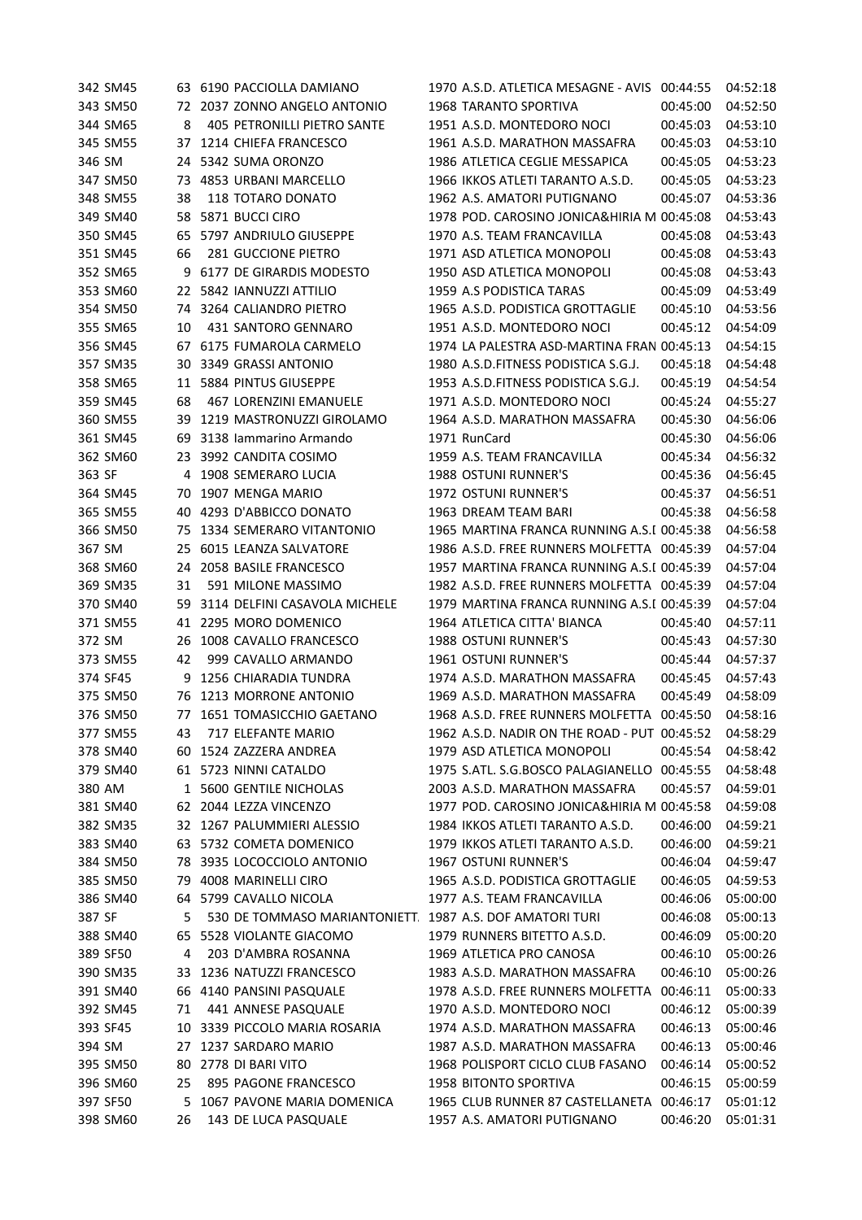| | | | | | | | | |
|---|---|---|---|---|---|---|---|---|
| 342 | SM45 | 63 | 6190 | PACCIOLLA DAMIANO | 1970 | A.S.D. ATLETICA MESAGNE - AVIS | 00:44:55 | 04:52:18 |
| 343 | SM50 | 72 | 2037 | ZONNO ANGELO ANTONIO | 1968 | TARANTO SPORTIVA | 00:45:00 | 04:52:50 |
| 344 | SM65 | 8 | 405 | PETRONILLI PIETRO SANTE | 1951 | A.S.D. MONTEDORO NOCI | 00:45:03 | 04:53:10 |
| 345 | SM55 | 37 | 1214 | CHIEFA FRANCESCO | 1961 | A.S.D. MARATHON MASSAFRA | 00:45:03 | 04:53:10 |
| 346 | SM | 24 | 5342 | SUMA ORONZO | 1986 | ATLETICA CEGLIE MESSAPICA | 00:45:05 | 04:53:23 |
| 347 | SM50 | 73 | 4853 | URBANI MARCELLO | 1966 | IKKOS ATLETI TARANTO A.S.D. | 00:45:05 | 04:53:23 |
| 348 | SM55 | 38 | 118 | TOTARO DONATO | 1962 | A.S. AMATORI PUTIGNANO | 00:45:07 | 04:53:36 |
| 349 | SM40 | 58 | 5871 | BUCCI CIRO | 1978 | POD. CAROSINO JONICA&HIRIA M | 00:45:08 | 04:53:43 |
| 350 | SM45 | 65 | 5797 | ANDRIULO GIUSEPPE | 1970 | A.S. TEAM FRANCAVILLA | 00:45:08 | 04:53:43 |
| 351 | SM45 | 66 | 281 | GUCCIONE PIETRO | 1971 | ASD ATLETICA MONOPOLI | 00:45:08 | 04:53:43 |
| 352 | SM65 | 9 | 6177 | DE GIRARDIS MODESTO | 1950 | ASD ATLETICA MONOPOLI | 00:45:08 | 04:53:43 |
| 353 | SM60 | 22 | 5842 | IANNUZZI ATTILIO | 1959 | A.S PODISTICA TARAS | 00:45:09 | 04:53:49 |
| 354 | SM50 | 74 | 3264 | CALIANDRO PIETRO | 1965 | A.S.D. PODISTICA GROTTAGLIE | 00:45:10 | 04:53:56 |
| 355 | SM65 | 10 | 431 | SANTORO GENNARO | 1951 | A.S.D. MONTEDORO NOCI | 00:45:12 | 04:54:09 |
| 356 | SM45 | 67 | 6175 | FUMAROLA CARMELO | 1974 | LA PALESTRA ASD-MARTINA FRAN | 00:45:13 | 04:54:15 |
| 357 | SM35 | 30 | 3349 | GRASSI ANTONIO | 1980 | A.S.D.FITNESS PODISTICA S.G.J. | 00:45:18 | 04:54:48 |
| 358 | SM65 | 11 | 5884 | PINTUS GIUSEPPE | 1953 | A.S.D.FITNESS PODISTICA S.G.J. | 00:45:19 | 04:54:54 |
| 359 | SM45 | 68 | 467 | LORENZINI EMANUELE | 1971 | A.S.D. MONTEDORO NOCI | 00:45:24 | 04:55:27 |
| 360 | SM55 | 39 | 1219 | MASTRONUZZI GIROLAMO | 1964 | A.S.D. MARATHON MASSAFRA | 00:45:30 | 04:56:06 |
| 361 | SM45 | 69 | 3138 | Iammarino Armando | 1971 | RunCard | 00:45:30 | 04:56:06 |
| 362 | SM60 | 23 | 3992 | CANDITA COSIMO | 1959 | A.S. TEAM FRANCAVILLA | 00:45:34 | 04:56:32 |
| 363 | SF | 4 | 1908 | SEMERARO LUCIA | 1988 | OSTUNI RUNNER'S | 00:45:36 | 04:56:45 |
| 364 | SM45 | 70 | 1907 | MENGA MARIO | 1972 | OSTUNI RUNNER'S | 00:45:37 | 04:56:51 |
| 365 | SM55 | 40 | 4293 | D'ABBICCO DONATO | 1963 | DREAM TEAM BARI | 00:45:38 | 04:56:58 |
| 366 | SM50 | 75 | 1334 | SEMERARO VITANTONIO | 1965 | MARTINA FRANCA RUNNING A.S.I | 00:45:38 | 04:56:58 |
| 367 | SM | 25 | 6015 | LEANZA SALVATORE | 1986 | A.S.D. FREE RUNNERS MOLFETTA | 00:45:39 | 04:57:04 |
| 368 | SM60 | 24 | 2058 | BASILE FRANCESCO | 1957 | MARTINA FRANCA RUNNING A.S.I | 00:45:39 | 04:57:04 |
| 369 | SM35 | 31 | 591 | MILONE MASSIMO | 1982 | A.S.D. FREE RUNNERS MOLFETTA | 00:45:39 | 04:57:04 |
| 370 | SM40 | 59 | 3114 | DELFINI CASAVOLA MICHELE | 1979 | MARTINA FRANCA RUNNING A.S.I | 00:45:39 | 04:57:04 |
| 371 | SM55 | 41 | 2295 | MORO DOMENICO | 1964 | ATLETICA CITTA' BIANCA | 00:45:40 | 04:57:11 |
| 372 | SM | 26 | 1008 | CAVALLO FRANCESCO | 1988 | OSTUNI RUNNER'S | 00:45:43 | 04:57:30 |
| 373 | SM55 | 42 | 999 | CAVALLO ARMANDO | 1961 | OSTUNI RUNNER'S | 00:45:44 | 04:57:37 |
| 374 | SF45 | 9 | 1256 | CHIARADIA TUNDRA | 1974 | A.S.D. MARATHON MASSAFRA | 00:45:45 | 04:57:43 |
| 375 | SM50 | 76 | 1213 | MORRONE ANTONIO | 1969 | A.S.D. MARATHON MASSAFRA | 00:45:49 | 04:58:09 |
| 376 | SM50 | 77 | 1651 | TOMASICCHIO GAETANO | 1968 | A.S.D. FREE RUNNERS MOLFETTA | 00:45:50 | 04:58:16 |
| 377 | SM55 | 43 | 717 | ELEFANTE MARIO | 1962 | A.S.D. NADIR ON THE ROAD - PUT | 00:45:52 | 04:58:29 |
| 378 | SM40 | 60 | 1524 | ZAZZERA ANDREA | 1979 | ASD ATLETICA MONOPOLI | 00:45:54 | 04:58:42 |
| 379 | SM40 | 61 | 5723 | NINNI CATALDO | 1975 | S.ATL. S.G.BOSCO PALAGIANELLO | 00:45:55 | 04:58:48 |
| 380 | AM | 1 | 5600 | GENTILE NICHOLAS | 2003 | A.S.D. MARATHON MASSAFRA | 00:45:57 | 04:59:01 |
| 381 | SM40 | 62 | 2044 | LEZZA VINCENZO | 1977 | POD. CAROSINO JONICA&HIRIA M | 00:45:58 | 04:59:08 |
| 382 | SM35 | 32 | 1267 | PALUMMIERI ALESSIO | 1984 | IKKOS ATLETI TARANTO A.S.D. | 00:46:00 | 04:59:21 |
| 383 | SM40 | 63 | 5732 | COMETA DOMENICO | 1979 | IKKOS ATLETI TARANTO A.S.D. | 00:46:00 | 04:59:21 |
| 384 | SM50 | 78 | 3935 | LOCOCCIOLO ANTONIO | 1967 | OSTUNI RUNNER'S | 00:46:04 | 04:59:47 |
| 385 | SM50 | 79 | 4008 | MARINELLI CIRO | 1965 | A.S.D. PODISTICA GROTTAGLIE | 00:46:05 | 04:59:53 |
| 386 | SM40 | 64 | 5799 | CAVALLO NICOLA | 1977 | A.S. TEAM FRANCAVILLA | 00:46:06 | 05:00:00 |
| 387 | SF | 5 | 530 | DE TOMMASO MARIANTONIETT. | 1987 | A.S.D. DOF AMATORI TURI | 00:46:08 | 05:00:13 |
| 388 | SM40 | 65 | 5528 | VIOLANTE GIACOMO | 1979 | RUNNERS BITETTO A.S.D. | 00:46:09 | 05:00:20 |
| 389 | SF50 | 4 | 203 | D'AMBRA ROSANNA | 1969 | ATLETICA PRO CANOSA | 00:46:10 | 05:00:26 |
| 390 | SM35 | 33 | 1236 | NATUZZI FRANCESCO | 1983 | A.S.D. MARATHON MASSAFRA | 00:46:10 | 05:00:26 |
| 391 | SM40 | 66 | 4140 | PANSINI PASQUALE | 1978 | A.S.D. FREE RUNNERS MOLFETTA | 00:46:11 | 05:00:33 |
| 392 | SM45 | 71 | 441 | ANNESE PASQUALE | 1970 | A.S.D. MONTEDORO NOCI | 00:46:12 | 05:00:39 |
| 393 | SF45 | 10 | 3339 | PICCOLO MARIA ROSARIA | 1974 | A.S.D. MARATHON MASSAFRA | 00:46:13 | 05:00:46 |
| 394 | SM | 27 | 1237 | SARDARO MARIO | 1987 | A.S.D. MARATHON MASSAFRA | 00:46:13 | 05:00:46 |
| 395 | SM50 | 80 | 2778 | DI BARI VITO | 1968 | POLISPORT CICLO CLUB FASANO | 00:46:14 | 05:00:52 |
| 396 | SM60 | 25 | 895 | PAGONE FRANCESCO | 1958 | BITONTO SPORTIVA | 00:46:15 | 05:00:59 |
| 397 | SF50 | 5 | 1067 | PAVONE MARIA DOMENICA | 1965 | CLUB RUNNER 87 CASTELLANETA | 00:46:17 | 05:01:12 |
| 398 | SM60 | 26 | 143 | DE LUCA PASQUALE | 1957 | A.S. AMATORI PUTIGNANO | 00:46:20 | 05:01:31 |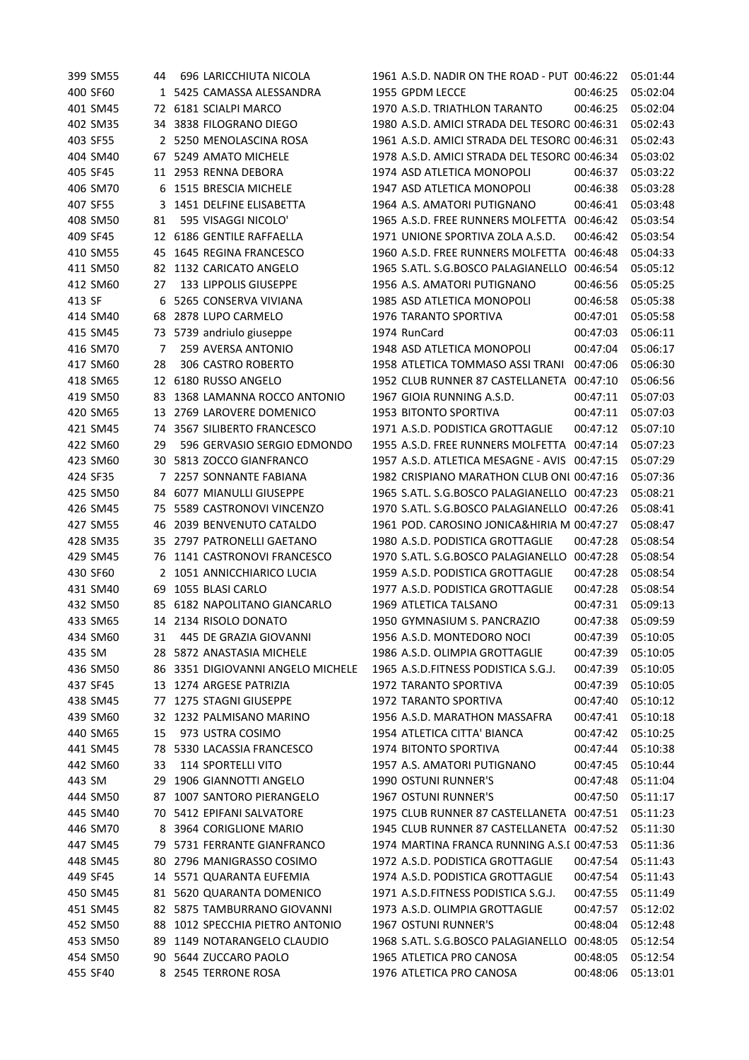| | | | | | | | | |
|---|---|---|---|---|---|---|---|---|
| 399 | SM55 | 44 | 696 | LARICCHIUTA NICOLA | 1961 | A.S.D. NADIR ON THE ROAD - PUT | 00:46:22 | 05:01:44 |
| 400 | SF60 | 1 | 5425 | CAMASSA ALESSANDRA | 1955 | GPDM LECCE | 00:46:25 | 05:02:04 |
| 401 | SM45 | 72 | 6181 | SCIALPI MARCO | 1970 | A.S.D. TRIATHLON TARANTO | 00:46:25 | 05:02:04 |
| 402 | SM35 | 34 | 3838 | FILOGRANO DIEGO | 1980 | A.S.D. AMICI STRADA DEL TESORO | 00:46:31 | 05:02:43 |
| 403 | SF55 | 2 | 5250 | MENOLASCINA ROSA | 1961 | A.S.D. AMICI STRADA DEL TESORO | 00:46:31 | 05:02:43 |
| 404 | SM40 | 67 | 5249 | AMATO MICHELE | 1978 | A.S.D. AMICI STRADA DEL TESORO | 00:46:34 | 05:03:02 |
| 405 | SF45 | 11 | 2953 | RENNA DEBORA | 1974 | ASD ATLETICA MONOPOLI | 00:46:37 | 05:03:22 |
| 406 | SM70 | 6 | 1515 | BRESCIA MICHELE | 1947 | ASD ATLETICA MONOPOLI | 00:46:38 | 05:03:28 |
| 407 | SF55 | 3 | 1451 | DELFINE ELISABETTA | 1964 | A.S. AMATORI PUTIGNANO | 00:46:41 | 05:03:48 |
| 408 | SM50 | 81 | 595 | VISAGGI NICOLO' | 1965 | A.S.D. FREE RUNNERS MOLFETTA | 00:46:42 | 05:03:54 |
| 409 | SF45 | 12 | 6186 | GENTILE RAFFAELLA | 1971 | UNIONE SPORTIVA ZOLA A.S.D. | 00:46:42 | 05:03:54 |
| 410 | SM55 | 45 | 1645 | REGINA FRANCESCO | 1960 | A.S.D. FREE RUNNERS MOLFETTA | 00:46:48 | 05:04:33 |
| 411 | SM50 | 82 | 1132 | CARICATO ANGELO | 1965 | S.ATL. S.G.BOSCO PALAGIANELLO | 00:46:54 | 05:05:12 |
| 412 | SM60 | 27 | 133 | LIPPOLIS GIUSEPPE | 1956 | A.S. AMATORI PUTIGNANO | 00:46:56 | 05:05:25 |
| 413 | SF | 6 | 5265 | CONSERVA VIVIANA | 1985 | ASD ATLETICA MONOPOLI | 00:46:58 | 05:05:38 |
| 414 | SM40 | 68 | 2878 | LUPO CARMELO | 1976 | TARANTO SPORTIVA | 00:47:01 | 05:05:58 |
| 415 | SM45 | 73 | 5739 | andriulo giuseppe | 1974 | RunCard | 00:47:03 | 05:06:11 |
| 416 | SM70 | 7 | 259 | AVERSA ANTONIO | 1948 | ASD ATLETICA MONOPOLI | 00:47:04 | 05:06:17 |
| 417 | SM60 | 28 | 306 | CASTRO ROBERTO | 1958 | ATLETICA TOMMASO ASSI TRANI | 00:47:06 | 05:06:30 |
| 418 | SM65 | 12 | 6180 | RUSSO ANGELO | 1952 | CLUB RUNNER 87 CASTELLANETA | 00:47:10 | 05:06:56 |
| 419 | SM50 | 83 | 1368 | LAMANNA ROCCO ANTONIO | 1967 | GIOIA RUNNING A.S.D. | 00:47:11 | 05:07:03 |
| 420 | SM65 | 13 | 2769 | LAROVERE DOMENICO | 1953 | BITONTO SPORTIVA | 00:47:11 | 05:07:03 |
| 421 | SM45 | 74 | 3567 | SILIBERTO FRANCESCO | 1971 | A.S.D. PODISTICA GROTTAGLIE | 00:47:12 | 05:07:10 |
| 422 | SM60 | 29 | 596 | GERVASIO SERGIO EDMONDO | 1955 | A.S.D. FREE RUNNERS MOLFETTA | 00:47:14 | 05:07:23 |
| 423 | SM60 | 30 | 5813 | ZOCCO GIANFRANCO | 1957 | A.S.D. ATLETICA MESAGNE - AVIS | 00:47:15 | 05:07:29 |
| 424 | SF35 | 7 | 2257 | SONNANTE FABIANA | 1982 | CRISPIANO MARATHON CLUB ONI | 00:47:16 | 05:07:36 |
| 425 | SM50 | 84 | 6077 | MIANULLI GIUSEPPE | 1965 | S.ATL. S.G.BOSCO PALAGIANELLO | 00:47:23 | 05:08:21 |
| 426 | SM45 | 75 | 5589 | CASTRONOVI VINCENZO | 1970 | S.ATL. S.G.BOSCO PALAGIANELLO | 00:47:26 | 05:08:41 |
| 427 | SM55 | 46 | 2039 | BENVENUTO CATALDO | 1961 | POD. CAROSINO JONICA&HIRIA M | 00:47:27 | 05:08:47 |
| 428 | SM35 | 35 | 2797 | PATRONELLI GAETANO | 1980 | A.S.D. PODISTICA GROTTAGLIE | 00:47:28 | 05:08:54 |
| 429 | SM45 | 76 | 1141 | CASTRONOVI FRANCESCO | 1970 | S.ATL. S.G.BOSCO PALAGIANELLO | 00:47:28 | 05:08:54 |
| 430 | SF60 | 2 | 1051 | ANNICCHIARICO LUCIA | 1959 | A.S.D. PODISTICA GROTTAGLIE | 00:47:28 | 05:08:54 |
| 431 | SM40 | 69 | 1055 | BLASI CARLO | 1977 | A.S.D. PODISTICA GROTTAGLIE | 00:47:28 | 05:08:54 |
| 432 | SM50 | 85 | 6182 | NAPOLITANO GIANCARLO | 1969 | ATLETICA TALSANO | 00:47:31 | 05:09:13 |
| 433 | SM65 | 14 | 2134 | RISOLO DONATO | 1950 | GYMNASIUM S. PANCRAZIO | 00:47:38 | 05:09:59 |
| 434 | SM60 | 31 | 445 | DE GRAZIA GIOVANNI | 1956 | A.S.D. MONTEDORO NOCI | 00:47:39 | 05:10:05 |
| 435 | SM | 28 | 5872 | ANASTASIA MICHELE | 1986 | A.S.D. OLIMPIA GROTTAGLIE | 00:47:39 | 05:10:05 |
| 436 | SM50 | 86 | 3351 | DIGIOVANNI ANGELO MICHELE | 1965 | A.S.D.FITNESS PODISTICA S.G.J. | 00:47:39 | 05:10:05 |
| 437 | SF45 | 13 | 1274 | ARGESE PATRIZIA | 1972 | TARANTO SPORTIVA | 00:47:39 | 05:10:05 |
| 438 | SM45 | 77 | 1275 | STAGNI GIUSEPPE | 1972 | TARANTO SPORTIVA | 00:47:40 | 05:10:12 |
| 439 | SM60 | 32 | 1232 | PALMISANO MARINO | 1956 | A.S.D. MARATHON MASSAFRA | 00:47:41 | 05:10:18 |
| 440 | SM65 | 15 | 973 | USTRA COSIMO | 1954 | ATLETICA CITTA' BIANCA | 00:47:42 | 05:10:25 |
| 441 | SM45 | 78 | 5330 | LACASSIA FRANCESCO | 1974 | BITONTO SPORTIVA | 00:47:44 | 05:10:38 |
| 442 | SM60 | 33 | 114 | SPORTELLI VITO | 1957 | A.S. AMATORI PUTIGNANO | 00:47:45 | 05:10:44 |
| 443 | SM | 29 | 1906 | GIANNOTTI ANGELO | 1990 | OSTUNI RUNNER'S | 00:47:48 | 05:11:04 |
| 444 | SM50 | 87 | 1007 | SANTORO PIERANGELO | 1967 | OSTUNI RUNNER'S | 00:47:50 | 05:11:17 |
| 445 | SM40 | 70 | 5412 | EPIFANI SALVATORE | 1975 | CLUB RUNNER 87 CASTELLANETA | 00:47:51 | 05:11:23 |
| 446 | SM70 | 8 | 3964 | CORIGLIONE MARIO | 1945 | CLUB RUNNER 87 CASTELLANETA | 00:47:52 | 05:11:30 |
| 447 | SM45 | 79 | 5731 | FERRANTE GIANFRANCO | 1974 | MARTINA FRANCA RUNNING A.S.I | 00:47:53 | 05:11:36 |
| 448 | SM45 | 80 | 2796 | MANIGRASSO COSIMO | 1972 | A.S.D. PODISTICA GROTTAGLIE | 00:47:54 | 05:11:43 |
| 449 | SF45 | 14 | 5571 | QUARANTA EUFEMIA | 1974 | A.S.D. PODISTICA GROTTAGLIE | 00:47:54 | 05:11:43 |
| 450 | SM45 | 81 | 5620 | QUARANTA DOMENICO | 1971 | A.S.D.FITNESS PODISTICA S.G.J. | 00:47:55 | 05:11:49 |
| 451 | SM45 | 82 | 5875 | TAMBURRANO GIOVANNI | 1973 | A.S.D. OLIMPIA GROTTAGLIE | 00:47:57 | 05:12:02 |
| 452 | SM50 | 88 | 1012 | SPECCHIA PIETRO ANTONIO | 1967 | OSTUNI RUNNER'S | 00:48:04 | 05:12:48 |
| 453 | SM50 | 89 | 1149 | NOTARANGELO CLAUDIO | 1968 | S.ATL. S.G.BOSCO PALAGIANELLO | 00:48:05 | 05:12:54 |
| 454 | SM50 | 90 | 5644 | ZUCCARO PAOLO | 1965 | ATLETICA PRO CANOSA | 00:48:05 | 05:12:54 |
| 455 | SF40 | 8 | 2545 | TERRONE ROSA | 1976 | ATLETICA PRO CANOSA | 00:48:06 | 05:13:01 |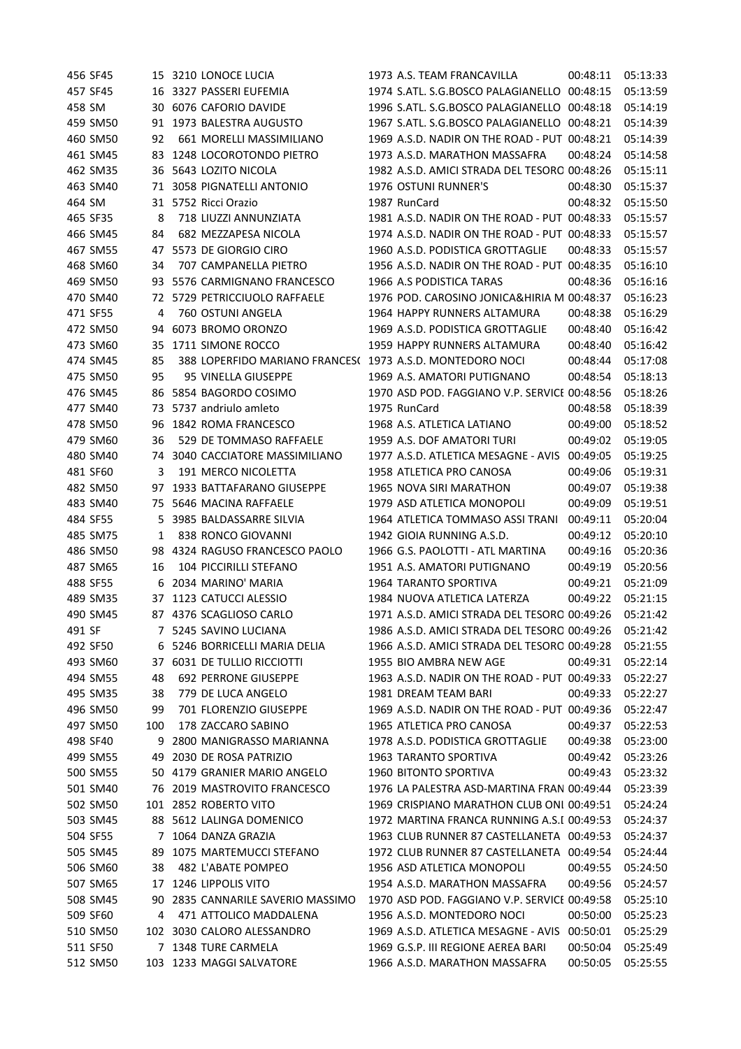| | | | | | | | | |
|---|---|---|---|---|---|---|---|---|
| 456 | SF45 | 15 | 3210 | LONOCE LUCIA | 1973 | A.S. TEAM FRANCAVILLA | 00:48:11 | 05:13:33 |
| 457 | SF45 | 16 | 3327 | PASSERI EUFEMIA | 1974 | S.ATL. S.G.BOSCO PALAGIANELLO | 00:48:15 | 05:13:59 |
| 458 | SM | 30 | 6076 | CAFORIO DAVIDE | 1996 | S.ATL. S.G.BOSCO PALAGIANELLO | 00:48:18 | 05:14:19 |
| 459 | SM50 | 91 | 1973 | BALESTRA AUGUSTO | 1967 | S.ATL. S.G.BOSCO PALAGIANELLO | 00:48:21 | 05:14:39 |
| 460 | SM50 | 92 | 661 | MORELLI MASSIMILIANO | 1969 | A.S.D. NADIR ON THE ROAD - PUT | 00:48:21 | 05:14:39 |
| 461 | SM45 | 83 | 1248 | LOCOROTONDO PIETRO | 1973 | A.S.D. MARATHON MASSAFRA | 00:48:24 | 05:14:58 |
| 462 | SM35 | 36 | 5643 | LOZITO NICOLA | 1982 | A.S.D. AMICI STRADA DEL TESORO | 00:48:26 | 05:15:11 |
| 463 | SM40 | 71 | 3058 | PIGNATELLI ANTONIO | 1976 | OSTUNI RUNNER'S | 00:48:30 | 05:15:37 |
| 464 | SM | 31 | 5752 | Ricci Orazio | 1987 | RunCard | 00:48:32 | 05:15:50 |
| 465 | SF35 | 8 | 718 | LIUZZI ANNUNZIATA | 1981 | A.S.D. NADIR ON THE ROAD - PUT | 00:48:33 | 05:15:57 |
| 466 | SM45 | 84 | 682 | MEZZAPESA NICOLA | 1974 | A.S.D. NADIR ON THE ROAD - PUT | 00:48:33 | 05:15:57 |
| 467 | SM55 | 47 | 5573 | DE GIORGIO CIRO | 1960 | A.S.D. PODISTICA GROTTAGLIE | 00:48:33 | 05:15:57 |
| 468 | SM60 | 34 | 707 | CAMPANELLA PIETRO | 1956 | A.S.D. NADIR ON THE ROAD - PUT | 00:48:35 | 05:16:10 |
| 469 | SM50 | 93 | 5576 | CARMIGNANO FRANCESCO | 1966 | A.S PODISTICA TARAS | 00:48:36 | 05:16:16 |
| 470 | SM40 | 72 | 5729 | PETRICCIUOLO RAFFAELE | 1976 | POD. CAROSINO JONICA&HIRIA M | 00:48:37 | 05:16:23 |
| 471 | SF55 | 4 | 760 | OSTUNI ANGELA | 1964 | HAPPY RUNNERS ALTAMURA | 00:48:38 | 05:16:29 |
| 472 | SM50 | 94 | 6073 | BROMO ORONZO | 1969 | A.S.D. PODISTICA GROTTAGLIE | 00:48:40 | 05:16:42 |
| 473 | SM60 | 35 | 1711 | SIMONE ROCCO | 1959 | HAPPY RUNNERS ALTAMURA | 00:48:40 | 05:16:42 |
| 474 | SM45 | 85 | 388 | LOPERFIDO MARIANO FRANCES( | 1973 | A.S.D. MONTEDORO NOCI | 00:48:44 | 05:17:08 |
| 475 | SM50 | 95 | 95 | VINELLA GIUSEPPE | 1969 | A.S. AMATORI PUTIGNANO | 00:48:54 | 05:18:13 |
| 476 | SM45 | 86 | 5854 | BAGORDO COSIMO | 1970 | ASD POD. FAGGIANO V.P. SERVICE | 00:48:56 | 05:18:26 |
| 477 | SM40 | 73 | 5737 | andriulo amleto | 1975 | RunCard | 00:48:58 | 05:18:39 |
| 478 | SM50 | 96 | 1842 | ROMA FRANCESCO | 1968 | A.S. ATLETICA LATIANO | 00:49:00 | 05:18:52 |
| 479 | SM60 | 36 | 529 | DE TOMMASO RAFFAELE | 1959 | A.S. DOF AMATORI TURI | 00:49:02 | 05:19:05 |
| 480 | SM40 | 74 | 3040 | CACCIATORE MASSIMILIANO | 1977 | A.S.D. ATLETICA MESAGNE - AVIS | 00:49:05 | 05:19:25 |
| 481 | SF60 | 3 | 191 | MERCO NICOLETTA | 1958 | ATLETICA PRO CANOSA | 00:49:06 | 05:19:31 |
| 482 | SM50 | 97 | 1933 | BATTAFARANO GIUSEPPE | 1965 | NOVA SIRI MARATHON | 00:49:07 | 05:19:38 |
| 483 | SM40 | 75 | 5646 | MACINA RAFFAELE | 1979 | ASD ATLETICA MONOPOLI | 00:49:09 | 05:19:51 |
| 484 | SF55 | 5 | 3985 | BALDASSARRE SILVIA | 1964 | ATLETICA TOMMASO ASSI TRANI | 00:49:11 | 05:20:04 |
| 485 | SM75 | 1 | 838 | RONCO GIOVANNI | 1942 | GIOIA RUNNING A.S.D. | 00:49:12 | 05:20:10 |
| 486 | SM50 | 98 | 4324 | RAGUSO FRANCESCO PAOLO | 1966 | G.S. PAOLOTTI - ATL MARTINA | 00:49:16 | 05:20:36 |
| 487 | SM65 | 16 | 104 | PICCIRILLI STEFANO | 1951 | A.S. AMATORI PUTIGNANO | 00:49:19 | 05:20:56 |
| 488 | SF55 | 6 | 2034 | MARINO' MARIA | 1964 | TARANTO SPORTIVA | 00:49:21 | 05:21:09 |
| 489 | SM35 | 37 | 1123 | CATUCCI ALESSIO | 1984 | NUOVA ATLETICA LATERZA | 00:49:22 | 05:21:15 |
| 490 | SM45 | 87 | 4376 | SCAGLIOSO CARLO | 1971 | A.S.D. AMICI STRADA DEL TESORO | 00:49:26 | 05:21:42 |
| 491 | SF | 7 | 5245 | SAVINO LUCIANA | 1986 | A.S.D. AMICI STRADA DEL TESORO | 00:49:26 | 05:21:42 |
| 492 | SF50 | 6 | 5246 | BORRICELLI MARIA DELIA | 1966 | A.S.D. AMICI STRADA DEL TESORO | 00:49:28 | 05:21:55 |
| 493 | SM60 | 37 | 6031 | DE TULLIO RICCIOTTI | 1955 | BIO AMBRA NEW AGE | 00:49:31 | 05:22:14 |
| 494 | SM55 | 48 | 692 | PERRONE GIUSEPPE | 1963 | A.S.D. NADIR ON THE ROAD - PUT | 00:49:33 | 05:22:27 |
| 495 | SM35 | 38 | 779 | DE LUCA ANGELO | 1981 | DREAM TEAM BARI | 00:49:33 | 05:22:27 |
| 496 | SM50 | 99 | 701 | FLORENZIO GIUSEPPE | 1969 | A.S.D. NADIR ON THE ROAD - PUT | 00:49:36 | 05:22:47 |
| 497 | SM50 | 100 | 178 | ZACCARO SABINO | 1965 | ATLETICA PRO CANOSA | 00:49:37 | 05:22:53 |
| 498 | SF40 | 9 | 2800 | MANIGRASSO MARIANNA | 1978 | A.S.D. PODISTICA GROTTAGLIE | 00:49:38 | 05:23:00 |
| 499 | SM55 | 49 | 2030 | DE ROSA PATRIZIO | 1963 | TARANTO SPORTIVA | 00:49:42 | 05:23:26 |
| 500 | SM55 | 50 | 4179 | GRANIER MARIO ANGELO | 1960 | BITONTO SPORTIVA | 00:49:43 | 05:23:32 |
| 501 | SM40 | 76 | 2019 | MASTROVITO FRANCESCO | 1976 | LA PALESTRA ASD-MARTINA FRAN | 00:49:44 | 05:23:39 |
| 502 | SM50 | 101 | 2852 | ROBERTO VITO | 1969 | CRISPIANO MARATHON CLUB ONI | 00:49:51 | 05:24:24 |
| 503 | SM45 | 88 | 5612 | LALINGA DOMENICO | 1972 | MARTINA FRANCA RUNNING A.S.I | 00:49:53 | 05:24:37 |
| 504 | SF55 | 7 | 1064 | DANZA GRAZIA | 1963 | CLUB RUNNER 87 CASTELLANETA | 00:49:53 | 05:24:37 |
| 505 | SM45 | 89 | 1075 | MARTEMUCCI STEFANO | 1972 | CLUB RUNNER 87 CASTELLANETA | 00:49:54 | 05:24:44 |
| 506 | SM60 | 38 | 482 | L'ABATE POMPEO | 1956 | ASD ATLETICA MONOPOLI | 00:49:55 | 05:24:50 |
| 507 | SM65 | 17 | 1246 | LIPPOLIS VITO | 1954 | A.S.D. MARATHON MASSAFRA | 00:49:56 | 05:24:57 |
| 508 | SM45 | 90 | 2835 | CANNARILE SAVERIO MASSIMO | 1970 | ASD POD. FAGGIANO V.P. SERVICE | 00:49:58 | 05:25:10 |
| 509 | SF60 | 4 | 471 | ATTOLICO MADDALENA | 1956 | A.S.D. MONTEDORO NOCI | 00:50:00 | 05:25:23 |
| 510 | SM50 | 102 | 3030 | CALORO ALESSANDRO | 1969 | A.S.D. ATLETICA MESAGNE - AVIS | 00:50:01 | 05:25:29 |
| 511 | SF50 | 7 | 1348 | TURE CARMELA | 1969 | G.S.P. III REGIONE AEREA BARI | 00:50:04 | 05:25:49 |
| 512 | SM50 | 103 | 1233 | MAGGI SALVATORE | 1966 | A.S.D. MARATHON MASSAFRA | 00:50:05 | 05:25:55 |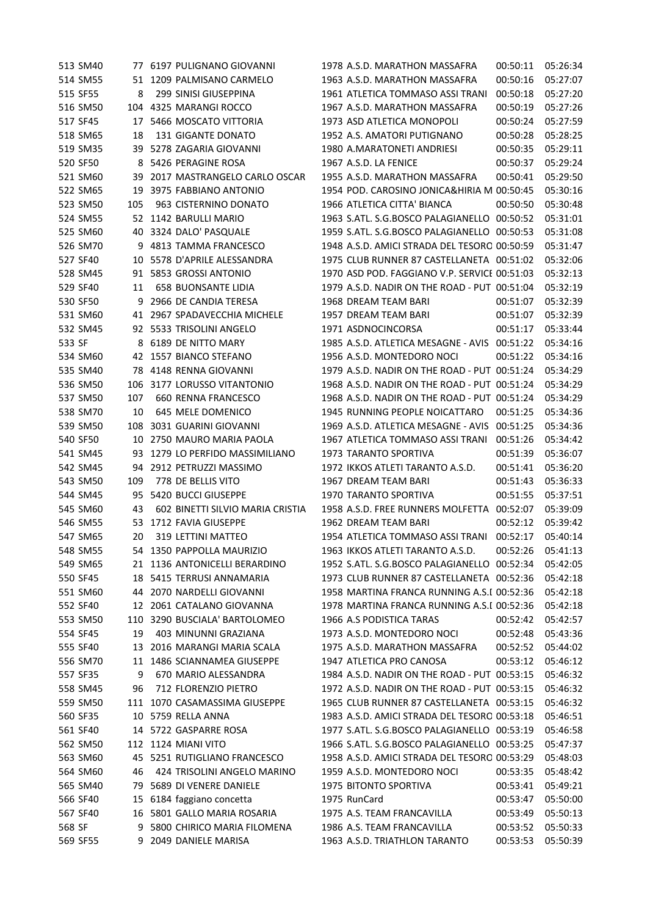| | | | | | | | | |
|---|---|---|---|---|---|---|---|---|
| 513 | SM40 | 77 | 6197 | PULIGNANO GIOVANNI | 1978 | A.S.D. MARATHON MASSAFRA | 00:50:11 | 05:26:34 |
| 514 | SM55 | 51 | 1209 | PALMISANO CARMELO | 1963 | A.S.D. MARATHON MASSAFRA | 00:50:16 | 05:27:07 |
| 515 | SF55 | 8 | 299 | SINISI GIUSEPPINA | 1961 | ATLETICA TOMMASO ASSI TRANI | 00:50:18 | 05:27:20 |
| 516 | SM50 | 104 | 4325 | MARANGI ROCCO | 1967 | A.S.D. MARATHON MASSAFRA | 00:50:19 | 05:27:26 |
| 517 | SF45 | 17 | 5466 | MOSCATO VITTORIA | 1973 | ASD ATLETICA MONOPOLI | 00:50:24 | 05:27:59 |
| 518 | SM65 | 18 | 131 | GIGANTE DONATO | 1952 | A.S. AMATORI PUTIGNANO | 00:50:28 | 05:28:25 |
| 519 | SM35 | 39 | 5278 | ZAGARIA GIOVANNI | 1980 | A.MARATONETI ANDRIESI | 00:50:35 | 05:29:11 |
| 520 | SF50 | 8 | 5426 | PERAGINE ROSA | 1967 | A.S.D. LA FENICE | 00:50:37 | 05:29:24 |
| 521 | SM60 | 39 | 2017 | MASTRANGELO CARLO OSCAR | 1955 | A.S.D. MARATHON MASSAFRA | 00:50:41 | 05:29:50 |
| 522 | SM65 | 19 | 3975 | FABBIANO ANTONIO | 1954 | POD. CAROSINO JONICA&HIRIA M | 00:50:45 | 05:30:16 |
| 523 | SM50 | 105 | 963 | CISTERNINO DONATO | 1966 | ATLETICA CITTA' BIANCA | 00:50:50 | 05:30:48 |
| 524 | SM55 | 52 | 1142 | BARULLI MARIO | 1963 | S.ATL. S.G.BOSCO PALAGIANELLO | 00:50:52 | 05:31:01 |
| 525 | SM60 | 40 | 3324 | DALO' PASQUALE | 1959 | S.ATL. S.G.BOSCO PALAGIANELLO | 00:50:53 | 05:31:08 |
| 526 | SM70 | 9 | 4813 | TAMMA FRANCESCO | 1948 | A.S.D. AMICI STRADA DEL TESORO | 00:50:59 | 05:31:47 |
| 527 | SF40 | 10 | 5578 | D'APRILE ALESSANDRA | 1975 | CLUB RUNNER 87 CASTELLANETA | 00:51:02 | 05:32:06 |
| 528 | SM45 | 91 | 5853 | GROSSI ANTONIO | 1970 | ASD POD. FAGGIANO V.P. SERVICE | 00:51:03 | 05:32:13 |
| 529 | SF40 | 11 | 658 | BUONSANTE LIDIA | 1979 | A.S.D. NADIR ON THE ROAD - PUT | 00:51:04 | 05:32:19 |
| 530 | SF50 | 9 | 2966 | DE CANDIA TERESA | 1968 | DREAM TEAM BARI | 00:51:07 | 05:32:39 |
| 531 | SM60 | 41 | 2967 | SPADAVECCHIA MICHELE | 1957 | DREAM TEAM BARI | 00:51:07 | 05:32:39 |
| 532 | SM45 | 92 | 5533 | TRISOLINI ANGELO | 1971 | ASDNOCINCORSA | 00:51:17 | 05:33:44 |
| 533 | SF | 8 | 6189 | DE NITTO MARY | 1985 | A.S.D. ATLETICA MESAGNE - AVIS | 00:51:22 | 05:34:16 |
| 534 | SM60 | 42 | 1557 | BIANCO STEFANO | 1956 | A.S.D. MONTEDORO NOCI | 00:51:22 | 05:34:16 |
| 535 | SM40 | 78 | 4148 | RENNA GIOVANNI | 1979 | A.S.D. NADIR ON THE ROAD - PUT | 00:51:24 | 05:34:29 |
| 536 | SM50 | 106 | 3177 | LORUSSO VITANTONIO | 1968 | A.S.D. NADIR ON THE ROAD - PUT | 00:51:24 | 05:34:29 |
| 537 | SM50 | 107 | 660 | RENNA FRANCESCO | 1968 | A.S.D. NADIR ON THE ROAD - PUT | 00:51:24 | 05:34:29 |
| 538 | SM70 | 10 | 645 | MELE DOMENICO | 1945 | RUNNING PEOPLE NOICATTARO | 00:51:25 | 05:34:36 |
| 539 | SM50 | 108 | 3031 | GUARINI GIOVANNI | 1969 | A.S.D. ATLETICA MESAGNE - AVIS | 00:51:25 | 05:34:36 |
| 540 | SF50 | 10 | 2750 | MAURO MARIA PAOLA | 1967 | ATLETICA TOMMASO ASSI TRANI | 00:51:26 | 05:34:42 |
| 541 | SM45 | 93 | 1279 | LO PERFIDO MASSIMILIANO | 1973 | TARANTO SPORTIVA | 00:51:39 | 05:36:07 |
| 542 | SM45 | 94 | 2912 | PETRUZZI MASSIMO | 1972 | IKKOS ATLETI TARANTO A.S.D. | 00:51:41 | 05:36:20 |
| 543 | SM50 | 109 | 778 | DE BELLIS VITO | 1967 | DREAM TEAM BARI | 00:51:43 | 05:36:33 |
| 544 | SM45 | 95 | 5420 | BUCCI GIUSEPPE | 1970 | TARANTO SPORTIVA | 00:51:55 | 05:37:51 |
| 545 | SM60 | 43 | 602 | BINETTI SILVIO MARIA CRISTIA | 1958 | A.S.D. FREE RUNNERS MOLFETTA | 00:52:07 | 05:39:09 |
| 546 | SM55 | 53 | 1712 | FAVIA GIUSEPPE | 1962 | DREAM TEAM BARI | 00:52:12 | 05:39:42 |
| 547 | SM65 | 20 | 319 | LETTINI MATTEO | 1954 | ATLETICA TOMMASO ASSI TRANI | 00:52:17 | 05:40:14 |
| 548 | SM55 | 54 | 1350 | PAPPOLLA MAURIZIO | 1963 | IKKOS ATLETI TARANTO A.S.D. | 00:52:26 | 05:41:13 |
| 549 | SM65 | 21 | 1136 | ANTONICELLI BERARDINO | 1952 | S.ATL. S.G.BOSCO PALAGIANELLO | 00:52:34 | 05:42:05 |
| 550 | SF45 | 18 | 5415 | TERRUSI ANNAMARIA | 1973 | CLUB RUNNER 87 CASTELLANETA | 00:52:36 | 05:42:18 |
| 551 | SM60 | 44 | 2070 | NARDELLI GIOVANNI | 1958 | MARTINA FRANCA RUNNING A.S.I | 00:52:36 | 05:42:18 |
| 552 | SF40 | 12 | 2061 | CATALANO GIOVANNA | 1978 | MARTINA FRANCA RUNNING A.S.I | 00:52:36 | 05:42:18 |
| 553 | SM50 | 110 | 3290 | BUSCIALA' BARTOLOMEO | 1966 | A.S PODISTICA TARAS | 00:52:42 | 05:42:57 |
| 554 | SF45 | 19 | 403 | MINUNNI GRAZIANA | 1973 | A.S.D. MONTEDORO NOCI | 00:52:48 | 05:43:36 |
| 555 | SF40 | 13 | 2016 | MARANGI MARIA SCALA | 1975 | A.S.D. MARATHON MASSAFRA | 00:52:52 | 05:44:02 |
| 556 | SM70 | 11 | 1486 | SCIANNAMEA GIUSEPPE | 1947 | ATLETICA PRO CANOSA | 00:53:12 | 05:46:12 |
| 557 | SF35 | 9 | 670 | MARIO ALESSANDRA | 1984 | A.S.D. NADIR ON THE ROAD - PUT | 00:53:15 | 05:46:32 |
| 558 | SM45 | 96 | 712 | FLORENZIO PIETRO | 1972 | A.S.D. NADIR ON THE ROAD - PUT | 00:53:15 | 05:46:32 |
| 559 | SM50 | 111 | 1070 | CASAMASSIMA GIUSEPPE | 1965 | CLUB RUNNER 87 CASTELLANETA | 00:53:15 | 05:46:32 |
| 560 | SF35 | 10 | 5759 | RELLA ANNA | 1983 | A.S.D. AMICI STRADA DEL TESORO | 00:53:18 | 05:46:51 |
| 561 | SF40 | 14 | 5722 | GASPARRE ROSA | 1977 | S.ATL. S.G.BOSCO PALAGIANELLO | 00:53:19 | 05:46:58 |
| 562 | SM50 | 112 | 1124 | MIANI VITO | 1966 | S.ATL. S.G.BOSCO PALAGIANELLO | 00:53:25 | 05:47:37 |
| 563 | SM60 | 45 | 5251 | RUTIGLIANO FRANCESCO | 1958 | A.S.D. AMICI STRADA DEL TESORO | 00:53:29 | 05:48:03 |
| 564 | SM60 | 46 | 424 | TRISOLINI ANGELO MARINO | 1959 | A.S.D. MONTEDORO NOCI | 00:53:35 | 05:48:42 |
| 565 | SM40 | 79 | 5689 | DI VENERE DANIELE | 1975 | BITONTO SPORTIVA | 00:53:41 | 05:49:21 |
| 566 | SF40 | 15 | 6184 | faggiano concetta | 1975 | RunCard | 00:53:47 | 05:50:00 |
| 567 | SF40 | 16 | 5801 | GALLO MARIA ROSARIA | 1975 | A.S. TEAM FRANCAVILLA | 00:53:49 | 05:50:13 |
| 568 | SF | 9 | 5800 | CHIRICO MARIA FILOMENA | 1986 | A.S. TEAM FRANCAVILLA | 00:53:52 | 05:50:33 |
| 569 | SF55 | 9 | 2049 | DANIELE MARISA | 1963 | A.S.D. TRIATHLON TARANTO | 00:53:53 | 05:50:39 |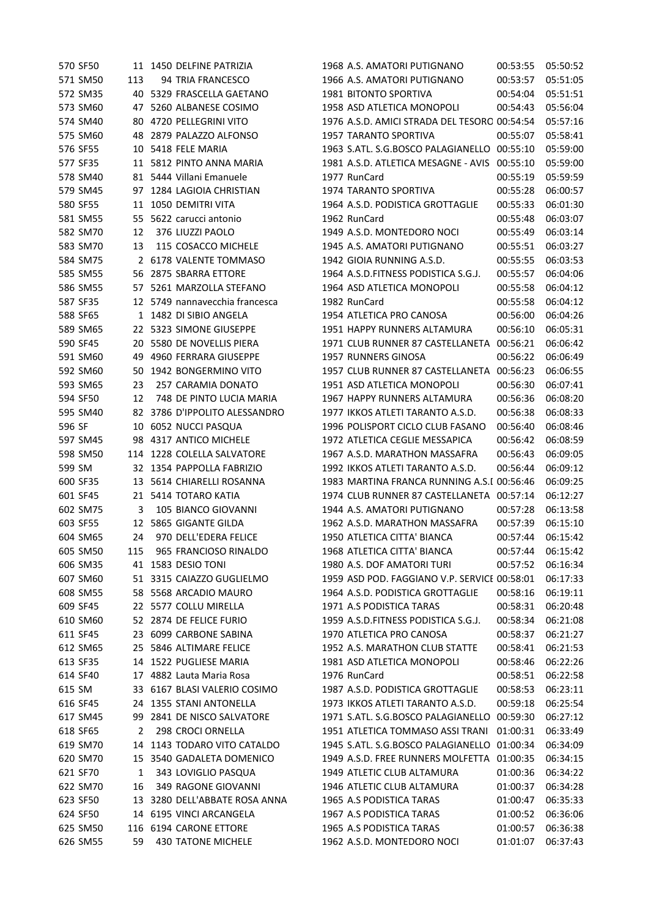| | | | | | | | | |
|---|---|---|---|---|---|---|---|---|
| 570 | SF50 | 11 | 1450 | DELFINE PATRIZIA | 1968 | A.S. AMATORI PUTIGNANO | 00:53:55 | 05:50:52 |
| 571 | SM50 | 113 | 94 | TRIA FRANCESCO | 1966 | A.S. AMATORI PUTIGNANO | 00:53:57 | 05:51:05 |
| 572 | SM35 | 40 | 5329 | FRASCELLA GAETANO | 1981 | BITONTO SPORTIVA | 00:54:04 | 05:51:51 |
| 573 | SM60 | 47 | 5260 | ALBANESE COSIMO | 1958 | ASD ATLETICA MONOPOLI | 00:54:43 | 05:56:04 |
| 574 | SM40 | 80 | 4720 | PELLEGRINI VITO | 1976 | A.S.D. AMICI STRADA DEL TESORO | 00:54:54 | 05:57:16 |
| 575 | SM60 | 48 | 2879 | PALAZZO ALFONSO | 1957 | TARANTO SPORTIVA | 00:55:07 | 05:58:41 |
| 576 | SF55 | 10 | 5418 | FELE MARIA | 1963 | S.ATL. S.G.BOSCO PALAGIANELLO | 00:55:10 | 05:59:00 |
| 577 | SF35 | 11 | 5812 | PINTO ANNA MARIA | 1981 | A.S.D. ATLETICA MESAGNE - AVIS | 00:55:10 | 05:59:00 |
| 578 | SM40 | 81 | 5444 | Villani Emanuele | 1977 | RunCard | 00:55:19 | 05:59:59 |
| 579 | SM45 | 97 | 1284 | LAGIOIA CHRISTIAN | 1974 | TARANTO SPORTIVA | 00:55:28 | 06:00:57 |
| 580 | SF55 | 11 | 1050 | DEMITRI VITA | 1964 | A.S.D. PODISTICA GROTTAGLIE | 00:55:33 | 06:01:30 |
| 581 | SM55 | 55 | 5622 | carucci antonio | 1962 | RunCard | 00:55:48 | 06:03:07 |
| 582 | SM70 | 12 | 376 | LIUZZI PAOLO | 1949 | A.S.D. MONTEDORO NOCI | 00:55:49 | 06:03:14 |
| 583 | SM70 | 13 | 115 | COSACCO MICHELE | 1945 | A.S. AMATORI PUTIGNANO | 00:55:51 | 06:03:27 |
| 584 | SM75 | 2 | 6178 | VALENTE TOMMASO | 1942 | GIOIA RUNNING A.S.D. | 00:55:55 | 06:03:53 |
| 585 | SM55 | 56 | 2875 | SBARRA ETTORE | 1964 | A.S.D.FITNESS PODISTICA S.G.J. | 00:55:57 | 06:04:06 |
| 586 | SM55 | 57 | 5261 | MARZOLLA STEFANO | 1964 | ASD ATLETICA MONOPOLI | 00:55:58 | 06:04:12 |
| 587 | SF35 | 12 | 5749 | nannavecchia francesca | 1982 | RunCard | 00:55:58 | 06:04:12 |
| 588 | SF65 | 1 | 1482 | DI SIBIO ANGELA | 1954 | ATLETICA PRO CANOSA | 00:56:00 | 06:04:26 |
| 589 | SM65 | 22 | 5323 | SIMONE GIUSEPPE | 1951 | HAPPY RUNNERS ALTAMURA | 00:56:10 | 06:05:31 |
| 590 | SF45 | 20 | 5580 | DE NOVELLIS PIERA | 1971 | CLUB RUNNER 87 CASTELLANETA | 00:56:21 | 06:06:42 |
| 591 | SM60 | 49 | 4960 | FERRARA GIUSEPPE | 1957 | RUNNERS GINOSA | 00:56:22 | 06:06:49 |
| 592 | SM60 | 50 | 1942 | BONGERMINO VITO | 1957 | CLUB RUNNER 87 CASTELLANETA | 00:56:23 | 06:06:55 |
| 593 | SM65 | 23 | 257 | CARAMIA DONATO | 1951 | ASD ATLETICA MONOPOLI | 00:56:30 | 06:07:41 |
| 594 | SF50 | 12 | 748 | DE PINTO LUCIA MARIA | 1967 | HAPPY RUNNERS ALTAMURA | 00:56:36 | 06:08:20 |
| 595 | SM40 | 82 | 3786 | D'IPPOLITO ALESSANDRO | 1977 | IKKOS ATLETI TARANTO A.S.D. | 00:56:38 | 06:08:33 |
| 596 | SF | 10 | 6052 | NUCCI PASQUA | 1996 | POLISPORT CICLO CLUB FASANO | 00:56:40 | 06:08:46 |
| 597 | SM45 | 98 | 4317 | ANTICO MICHELE | 1972 | ATLETICA CEGLIE MESSAPICA | 00:56:42 | 06:08:59 |
| 598 | SM50 | 114 | 1228 | COLELLA SALVATORE | 1967 | A.S.D. MARATHON MASSAFRA | 00:56:43 | 06:09:05 |
| 599 | SM | 32 | 1354 | PAPPOLLA FABRIZIO | 1992 | IKKOS ATLETI TARANTO A.S.D. | 00:56:44 | 06:09:12 |
| 600 | SF35 | 13 | 5614 | CHIARELLI ROSANNA | 1983 | MARTINA FRANCA RUNNING A.S.D | 00:56:46 | 06:09:25 |
| 601 | SF45 | 21 | 5414 | TOTARO KATIA | 1974 | CLUB RUNNER 87 CASTELLANETA | 00:57:14 | 06:12:27 |
| 602 | SM75 | 3 | 105 | BIANCO GIOVANNI | 1944 | A.S. AMATORI PUTIGNANO | 00:57:28 | 06:13:58 |
| 603 | SF55 | 12 | 5865 | GIGANTE GILDA | 1962 | A.S.D. MARATHON MASSAFRA | 00:57:39 | 06:15:10 |
| 604 | SM65 | 24 | 970 | DELL'EDERA FELICE | 1950 | ATLETICA CITTA' BIANCA | 00:57:44 | 06:15:42 |
| 605 | SM50 | 115 | 965 | FRANCIOSO RINALDO | 1968 | ATLETICA CITTA' BIANCA | 00:57:44 | 06:15:42 |
| 606 | SM35 | 41 | 1583 | DESIO TONI | 1980 | A.S. DOF AMATORI TURI | 00:57:52 | 06:16:34 |
| 607 | SM60 | 51 | 3315 | CAIAZZO GUGLIELMO | 1959 | ASD POD. FAGGIANO V.P. SERVICE | 00:58:01 | 06:17:33 |
| 608 | SM55 | 58 | 5568 | ARCADIO MAURO | 1964 | A.S.D. PODISTICA GROTTAGLIE | 00:58:16 | 06:19:11 |
| 609 | SF45 | 22 | 5577 | COLLU MIRELLA | 1971 | A.S PODISTICA TARAS | 00:58:31 | 06:20:48 |
| 610 | SM60 | 52 | 2874 | DE FELICE FURIO | 1959 | A.S.D.FITNESS PODISTICA S.G.J. | 00:58:34 | 06:21:08 |
| 611 | SF45 | 23 | 6099 | CARBONE SABINA | 1970 | ATLETICA PRO CANOSA | 00:58:37 | 06:21:27 |
| 612 | SM65 | 25 | 5846 | ALTIMARE FELICE | 1952 | A.S. MARATHON CLUB STATTE | 00:58:41 | 06:21:53 |
| 613 | SF35 | 14 | 1522 | PUGLIESE MARIA | 1981 | ASD ATLETICA MONOPOLI | 00:58:46 | 06:22:26 |
| 614 | SF40 | 17 | 4882 | Lauta Maria Rosa | 1976 | RunCard | 00:58:51 | 06:22:58 |
| 615 | SM | 33 | 6167 | BLASI VALERIO COSIMO | 1987 | A.S.D. PODISTICA GROTTAGLIE | 00:58:53 | 06:23:11 |
| 616 | SF45 | 24 | 1355 | STANI ANTONELLA | 1973 | IKKOS ATLETI TARANTO A.S.D. | 00:59:18 | 06:25:54 |
| 617 | SM45 | 99 | 2841 | DE NISCO SALVATORE | 1971 | S.ATL. S.G.BOSCO PALAGIANELLO | 00:59:30 | 06:27:12 |
| 618 | SF65 | 2 | 298 | CROCI ORNELLA | 1951 | ATLETICA TOMMASO ASSI TRANI | 01:00:31 | 06:33:49 |
| 619 | SM70 | 14 | 1143 | TODARO VITO CATALDO | 1945 | S.ATL. S.G.BOSCO PALAGIANELLO | 01:00:34 | 06:34:09 |
| 620 | SM70 | 15 | 3540 | GADALETA DOMENICO | 1949 | A.S.D. FREE RUNNERS MOLFETTA | 01:00:35 | 06:34:15 |
| 621 | SF70 | 1 | 343 | LOVIGLIO PASQUA | 1949 | ATLETIC CLUB ALTAMURA | 01:00:36 | 06:34:22 |
| 622 | SM70 | 16 | 349 | RAGONE GIOVANNI | 1946 | ATLETIC CLUB ALTAMURA | 01:00:37 | 06:34:28 |
| 623 | SF50 | 13 | 3280 | DELL'ABBATE ROSA ANNA | 1965 | A.S PODISTICA TARAS | 01:00:47 | 06:35:33 |
| 624 | SF50 | 14 | 6195 | VINCI ARCANGELA | 1967 | A.S PODISTICA TARAS | 01:00:52 | 06:36:06 |
| 625 | SM50 | 116 | 6194 | CARONE ETTORE | 1965 | A.S PODISTICA TARAS | 01:00:57 | 06:36:38 |
| 626 | SM55 | 59 | 430 | TATONE MICHELE | 1962 | A.S.D. MONTEDORO NOCI | 01:01:07 | 06:37:43 |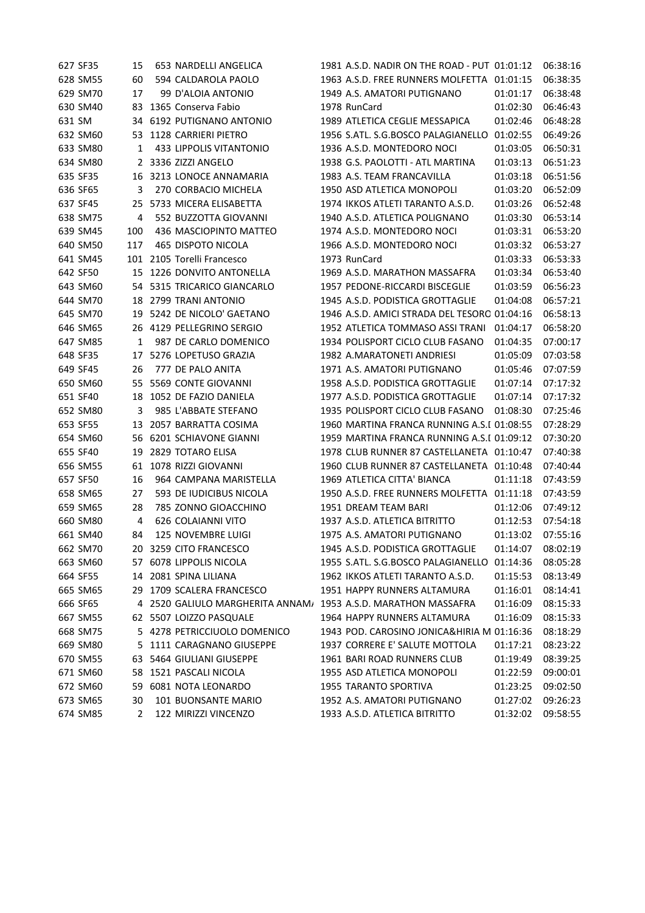| | | | | | | | | |
|---|---|---|---|---|---|---|---|---|
| 627 | SF35 | 15 | 653 | NARDELLI ANGELICA | 1981 | A.S.D. NADIR ON THE ROAD - PUT | 01:01:12 | 06:38:16 |
| 628 | SM55 | 60 | 594 | CALDAROLA PAOLO | 1963 | A.S.D. FREE RUNNERS MOLFETTA | 01:01:15 | 06:38:35 |
| 629 | SM70 | 17 | 99 | D'ALOIA ANTONIO | 1949 | A.S. AMATORI PUTIGNANO | 01:01:17 | 06:38:48 |
| 630 | SM40 | 83 | 1365 | Conserva Fabio | 1978 | RunCard | 01:02:30 | 06:46:43 |
| 631 | SM | 34 | 6192 | PUTIGNANO ANTONIO | 1989 | ATLETICA CEGLIE MESSAPICA | 01:02:46 | 06:48:28 |
| 632 | SM60 | 53 | 1128 | CARRIERI PIETRO | 1956 | S.ATL. S.G.BOSCO PALAGIANELLO | 01:02:55 | 06:49:26 |
| 633 | SM80 | 1 | 433 | LIPPOLIS VITANTONIO | 1936 | A.S.D. MONTEDORO NOCI | 01:03:05 | 06:50:31 |
| 634 | SM80 | 2 | 3336 | ZIZZI ANGELO | 1938 | G.S. PAOLOTTI - ATL MARTINA | 01:03:13 | 06:51:23 |
| 635 | SF35 | 16 | 3213 | LONOCE ANNAMARIA | 1983 | A.S. TEAM FRANCAVILLA | 01:03:18 | 06:51:56 |
| 636 | SF65 | 3 | 270 | CORBACIO MICHELA | 1950 | ASD ATLETICA MONOPOLI | 01:03:20 | 06:52:09 |
| 637 | SF45 | 25 | 5733 | MICERA ELISABETTA | 1974 | IKKOS ATLETI TARANTO A.S.D. | 01:03:26 | 06:52:48 |
| 638 | SM75 | 4 | 552 | BUZZOTTA GIOVANNI | 1940 | A.S.D. ATLETICA POLIGNANO | 01:03:30 | 06:53:14 |
| 639 | SM45 | 100 | 436 | MASCIOPINTO MATTEO | 1974 | A.S.D. MONTEDORO NOCI | 01:03:31 | 06:53:20 |
| 640 | SM50 | 117 | 465 | DISPOTO NICOLA | 1966 | A.S.D. MONTEDORO NOCI | 01:03:32 | 06:53:27 |
| 641 | SM45 | 101 | 2105 | Torelli Francesco | 1973 | RunCard | 01:03:33 | 06:53:33 |
| 642 | SF50 | 15 | 1226 | DONVITO ANTONELLA | 1969 | A.S.D. MARATHON MASSAFRA | 01:03:34 | 06:53:40 |
| 643 | SM60 | 54 | 5315 | TRICARICO GIANCARLO | 1957 | PEDONE-RICCARDI BISCEGLIE | 01:03:59 | 06:56:23 |
| 644 | SM70 | 18 | 2799 | TRANI ANTONIO | 1945 | A.S.D. PODISTICA GROTTAGLIE | 01:04:08 | 06:57:21 |
| 645 | SM70 | 19 | 5242 | DE NICOLO' GAETANO | 1946 | A.S.D. AMICI STRADA DEL TESORO | 01:04:16 | 06:58:13 |
| 646 | SM65 | 26 | 4129 | PELLEGRINO SERGIO | 1952 | ATLETICA TOMMASO ASSI TRANI | 01:04:17 | 06:58:20 |
| 647 | SM85 | 1 | 987 | DE CARLO DOMENICO | 1934 | POLISPORT CICLO CLUB FASANO | 01:04:35 | 07:00:17 |
| 648 | SF35 | 17 | 5276 | LOPETUSO GRAZIA | 1982 | A.MARATONETI ANDRIESI | 01:05:09 | 07:03:58 |
| 649 | SF45 | 26 | 777 | DE PALO ANITA | 1971 | A.S. AMATORI PUTIGNANO | 01:05:46 | 07:07:59 |
| 650 | SM60 | 55 | 5569 | CONTE GIOVANNI | 1958 | A.S.D. PODISTICA GROTTAGLIE | 01:07:14 | 07:17:32 |
| 651 | SF40 | 18 | 1052 | DE FAZIO DANIELA | 1977 | A.S.D. PODISTICA GROTTAGLIE | 01:07:14 | 07:17:32 |
| 652 | SM80 | 3 | 985 | L'ABBATE STEFANO | 1935 | POLISPORT CICLO CLUB FASANO | 01:08:30 | 07:25:46 |
| 653 | SF55 | 13 | 2057 | BARRATTA COSIMA | 1960 | MARTINA FRANCA RUNNING A.S.I | 01:08:55 | 07:28:29 |
| 654 | SM60 | 56 | 6201 | SCHIAVONE GIANNI | 1959 | MARTINA FRANCA RUNNING A.S.I | 01:09:12 | 07:30:20 |
| 655 | SF40 | 19 | 2829 | TOTARO ELISA | 1978 | CLUB RUNNER 87 CASTELLANETA | 01:10:47 | 07:40:38 |
| 656 | SM55 | 61 | 1078 | RIZZI GIOVANNI | 1960 | CLUB RUNNER 87 CASTELLANETA | 01:10:48 | 07:40:44 |
| 657 | SF50 | 16 | 964 | CAMPANA MARISTELLA | 1969 | ATLETICA CITTA' BIANCA | 01:11:18 | 07:43:59 |
| 658 | SM65 | 27 | 593 | DE IUDICIBUS NICOLA | 1950 | A.S.D. FREE RUNNERS MOLFETTA | 01:11:18 | 07:43:59 |
| 659 | SM65 | 28 | 785 | ZONNO GIOACCHINO | 1951 | DREAM TEAM BARI | 01:12:06 | 07:49:12 |
| 660 | SM80 | 4 | 626 | COLAIANNI VITO | 1937 | A.S.D. ATLETICA BITRITTO | 01:12:53 | 07:54:18 |
| 661 | SM40 | 84 | 125 | NOVEMBRE LUIGI | 1975 | A.S. AMATORI PUTIGNANO | 01:13:02 | 07:55:16 |
| 662 | SM70 | 20 | 3259 | CITO FRANCESCO | 1945 | A.S.D. PODISTICA GROTTAGLIE | 01:14:07 | 08:02:19 |
| 663 | SM60 | 57 | 6078 | LIPPOLIS NICOLA | 1955 | S.ATL. S.G.BOSCO PALAGIANELLO | 01:14:36 | 08:05:28 |
| 664 | SF55 | 14 | 2081 | SPINA LILIANA | 1962 | IKKOS ATLETI TARANTO A.S.D. | 01:15:53 | 08:13:49 |
| 665 | SM65 | 29 | 1709 | SCALERA FRANCESCO | 1951 | HAPPY RUNNERS ALTAMURA | 01:16:01 | 08:14:41 |
| 666 | SF65 | 4 | 2520 | GALIULO MARGHERITA ANNAM/ | 1953 | A.S.D. MARATHON MASSAFRA | 01:16:09 | 08:15:33 |
| 667 | SM55 | 62 | 5507 | LOIZZO PASQUALE | 1964 | HAPPY RUNNERS ALTAMURA | 01:16:09 | 08:15:33 |
| 668 | SM75 | 5 | 4278 | PETRICCIUOLO DOMENICO | 1943 | POD. CAROSINO JONICA&HIRIA M | 01:16:36 | 08:18:29 |
| 669 | SM80 | 5 | 1111 | CARAGNANO GIUSEPPE | 1937 | CORRERE E' SALUTE MOTTOLA | 01:17:21 | 08:23:22 |
| 670 | SM55 | 63 | 5464 | GIULIANI GIUSEPPE | 1961 | BARI ROAD RUNNERS CLUB | 01:19:49 | 08:39:25 |
| 671 | SM60 | 58 | 1521 | PASCALI NICOLA | 1955 | ASD ATLETICA MONOPOLI | 01:22:59 | 09:00:01 |
| 672 | SM60 | 59 | 6081 | NOTA LEONARDO | 1955 | TARANTO SPORTIVA | 01:23:25 | 09:02:50 |
| 673 | SM65 | 30 | 101 | BUONSANTE MARIO | 1952 | A.S. AMATORI PUTIGNANO | 01:27:02 | 09:26:23 |
| 674 | SM85 | 2 | 122 | MIRIZZI VINCENZO | 1933 | A.S.D. ATLETICA BITRITTO | 01:32:02 | 09:58:55 |